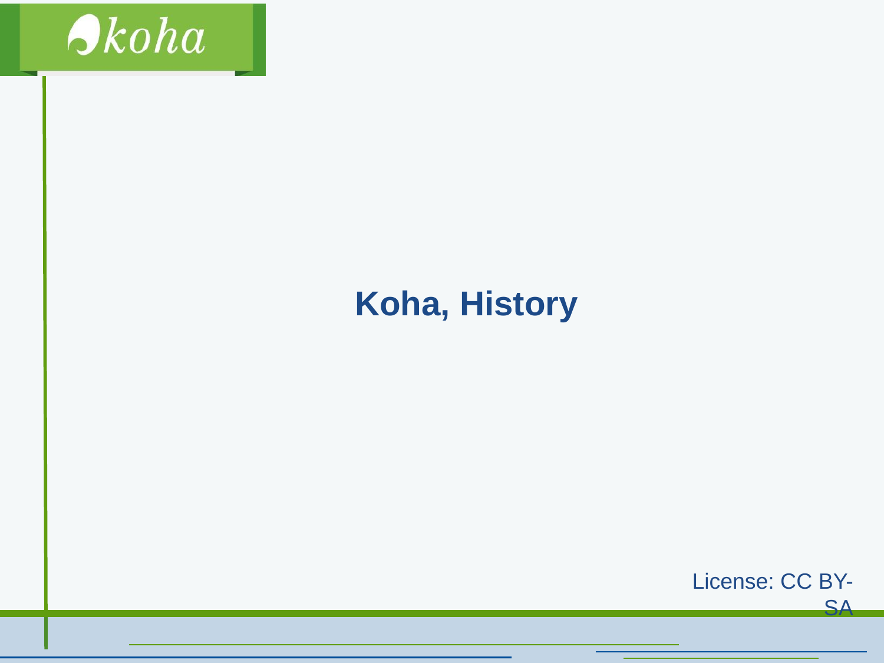# Koha, History

License: CC BY-SA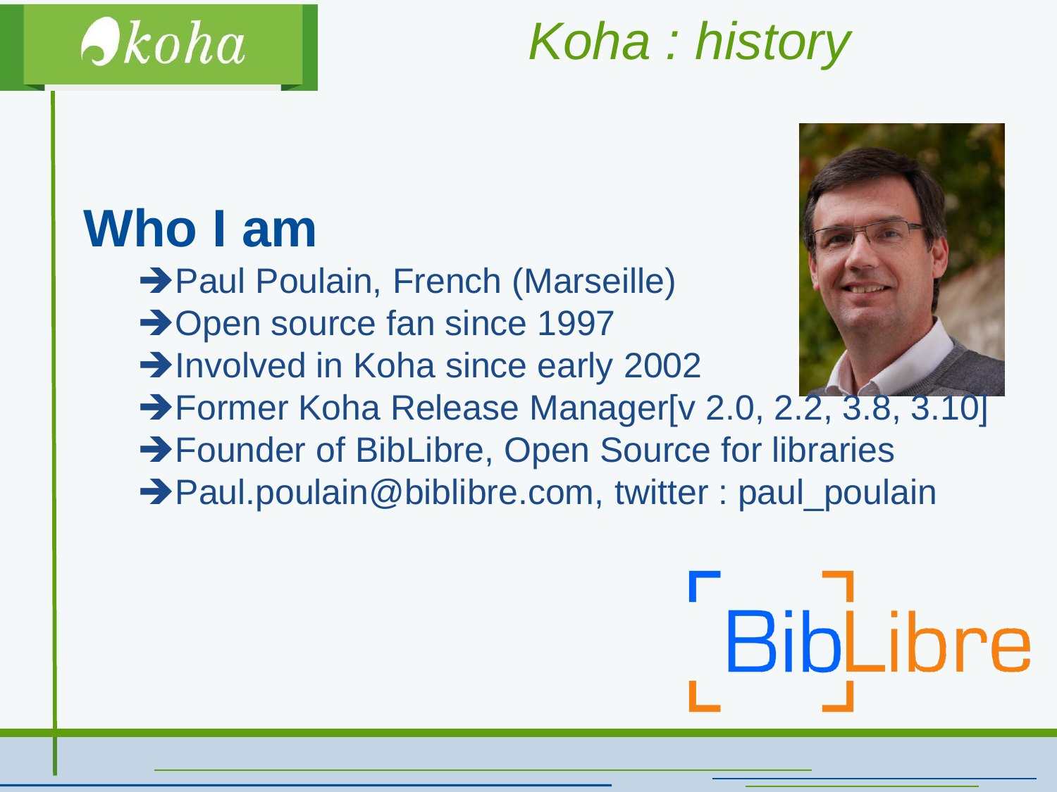# Koha : history

## Who I am

- Paul Poulain, French (Marseille)
- Open source fan since 1997
- Involved in Koha since early 2002
- Former Koha Release Manager[v 2.0, 2.2, 3.8, 3.10]
- Founder of BibLibre, Open Source for libraries
- Paul.poulain@biblibre.com, twitter : paul_poulain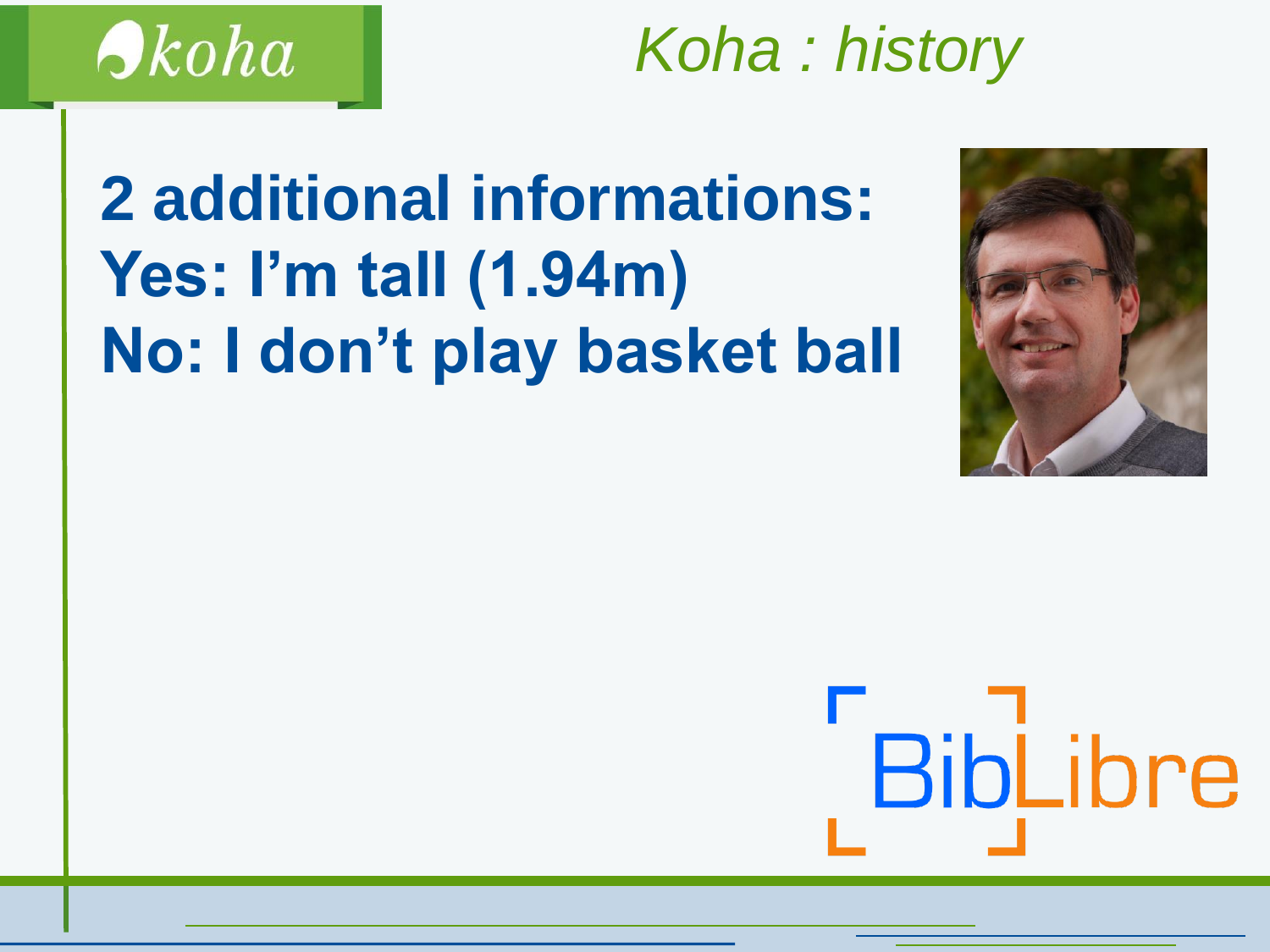# Koha : history

**2 additional informations:**
**Yes: I'm tall (1.94m)**
**No: I don't play basket ball**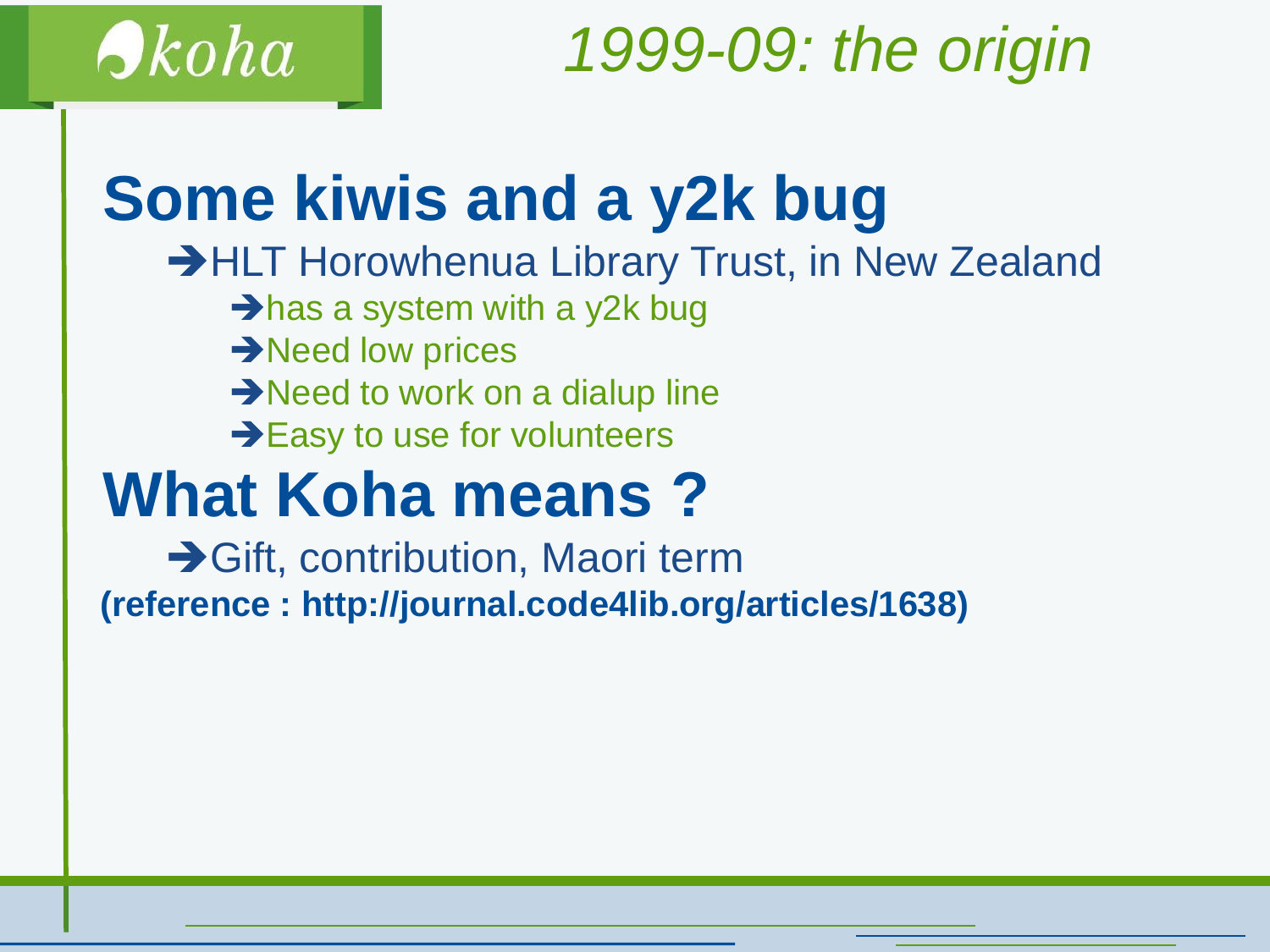# 1999-09: the origin

## Some kiwis and a y2k bug

- HLT Horowhenua Library Trust, in New Zealand
  - has a system with a y2k bug
  - Need low prices
  - Need to work on a dialup line
  - Easy to use for volunteers

## What Koha means ?

- Gift, contribution, Maori term

**(reference : http://journal.code4lib.org/articles/1638)**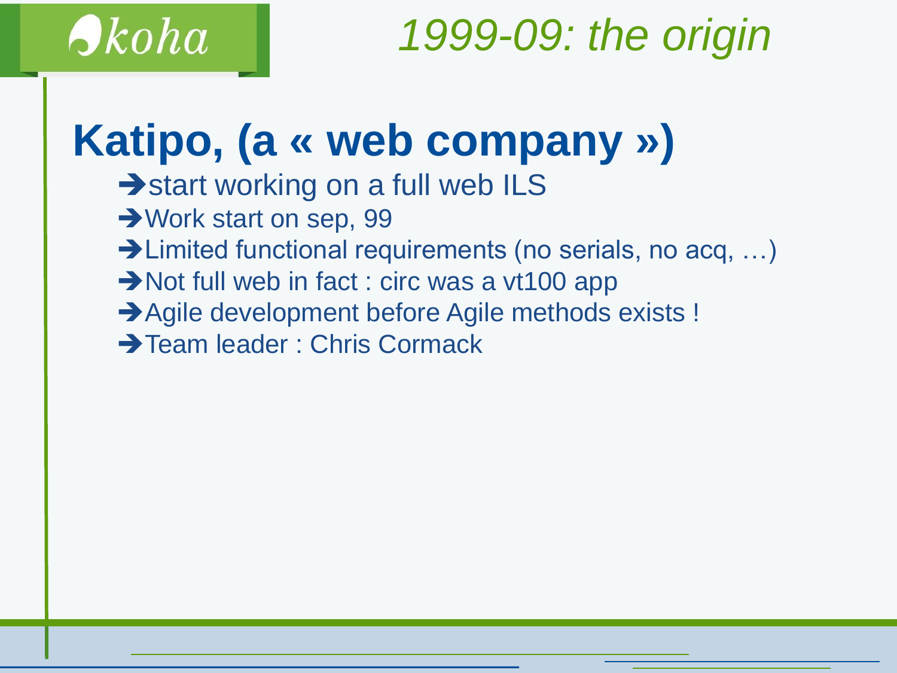# 1999-09: the origin

## Katipo, (a « web company »)

- ➔start working on a full web ILS
- ➔Work start on sep, 99
- ➔Limited functional requirements (no serials, no acq, …)
- ➔Not full web in fact : circ was a vt100 app
- ➔Agile development before Agile methods exists !
- ➔Team leader : Chris Cormack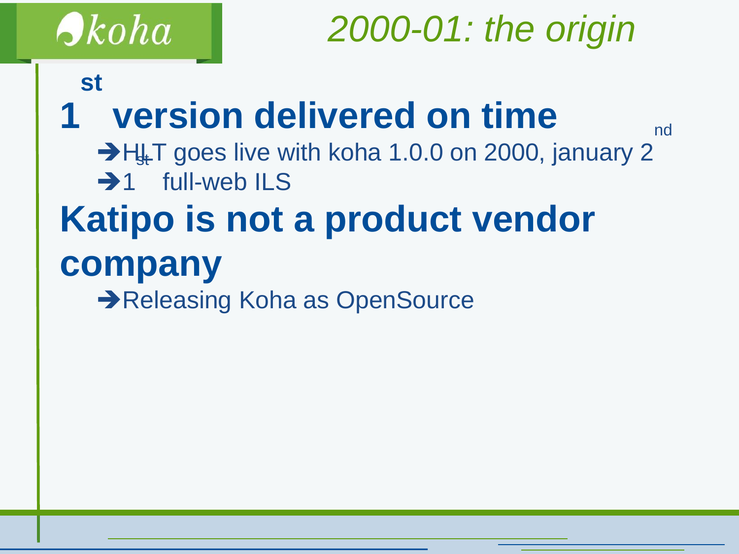# 2000-01: the origin

## 1st version delivered on time

- ➔HLT goes live with koha 1.0.0 on 2000, january 2nd
- ➔1st full-web ILS

## Katipo is not a product vendor company

- ➔Releasing Koha as OpenSource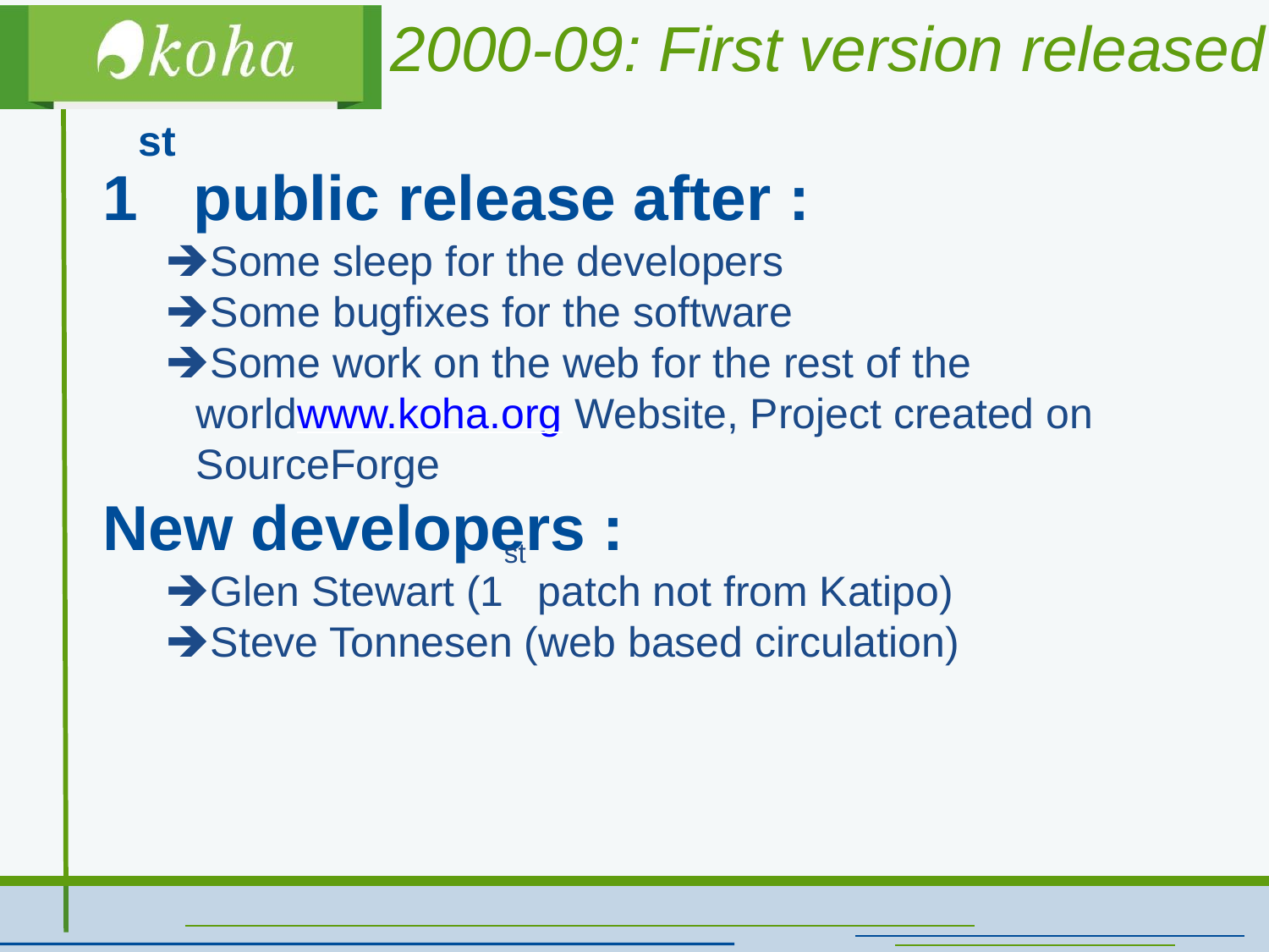# 2000-09: First version released

## 1st public release after :

- Some sleep for the developers
- Some bugfixes for the software
- Some work on the web for the rest of the world www.koha.org Website, Project created on SourceForge

## New developers :

- Glen Stewart (1st patch not from Katipo)
- Steve Tonnesen (web based circulation)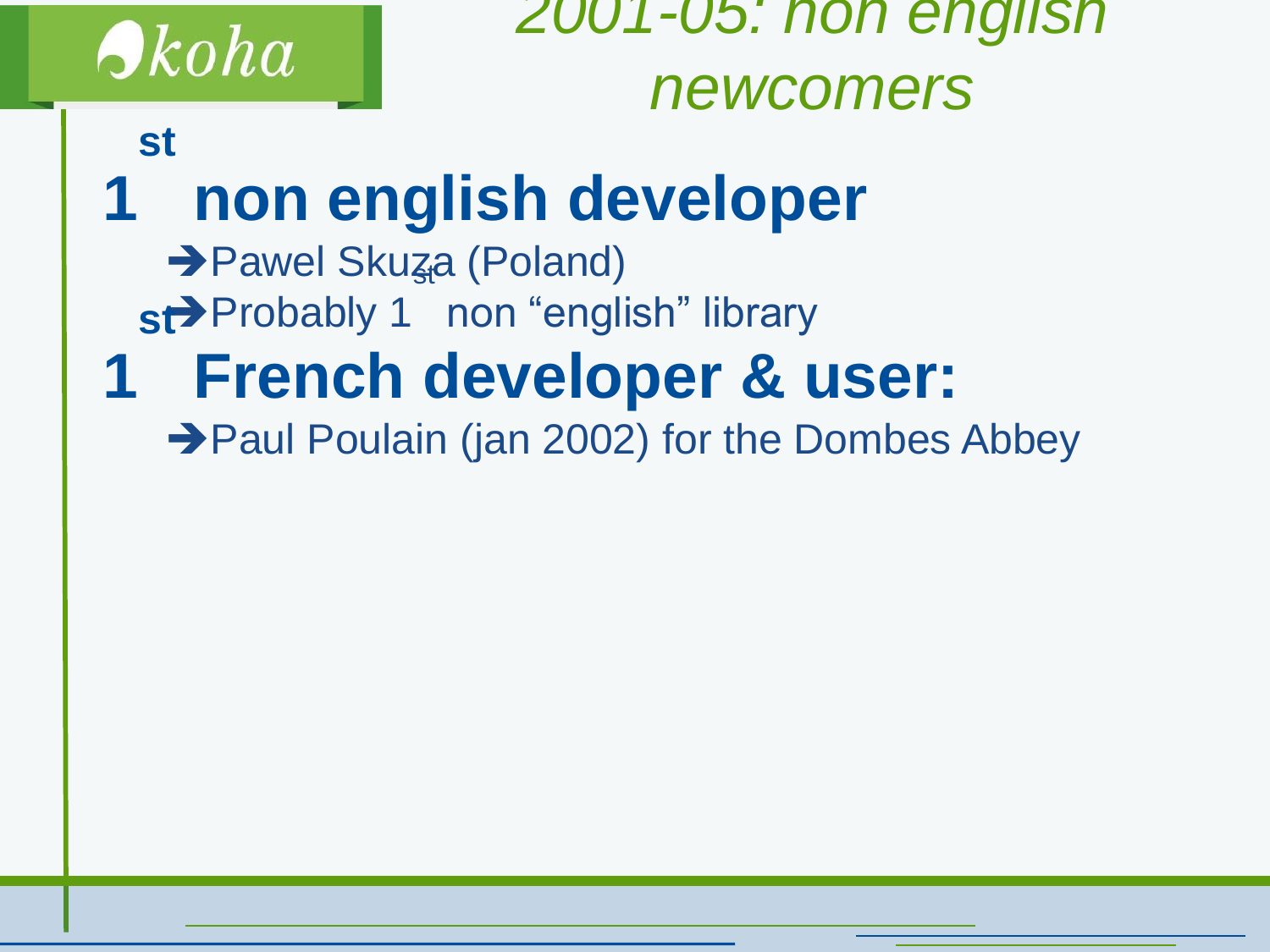# 2001-05: non english newcomers

## 1st non english developer

- ➔Pawel Skuza (Poland)
- ➔Probably 1st non “english” library

## 1st French developer & user:

- ➔Paul Poulain (jan 2002) for the Dombes Abbey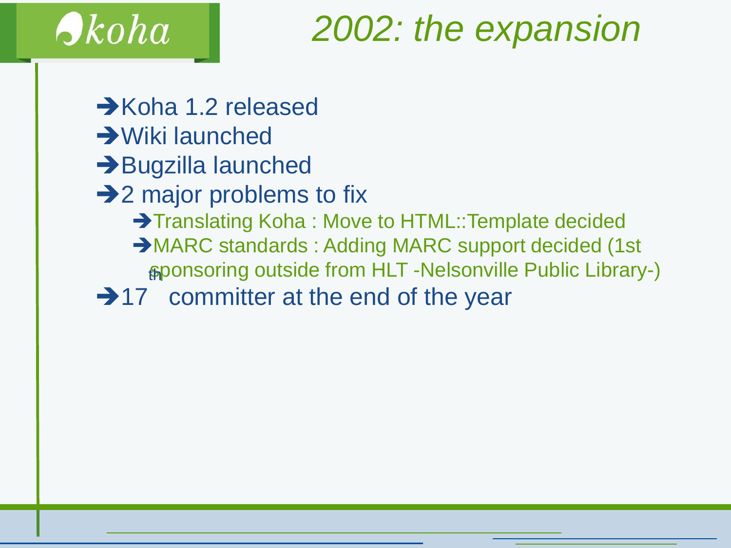# 2002: the expansion

- Koha 1.2 released
- Wiki launched
- Bugzilla launched
- 2 major problems to fix
  - Translating Koha : Move to HTML::Template decided
  - MARC standards : Adding MARC support decided (1st sponsoring outside from HLT -Nelsonville Public Library-)
- 17th committer at the end of the year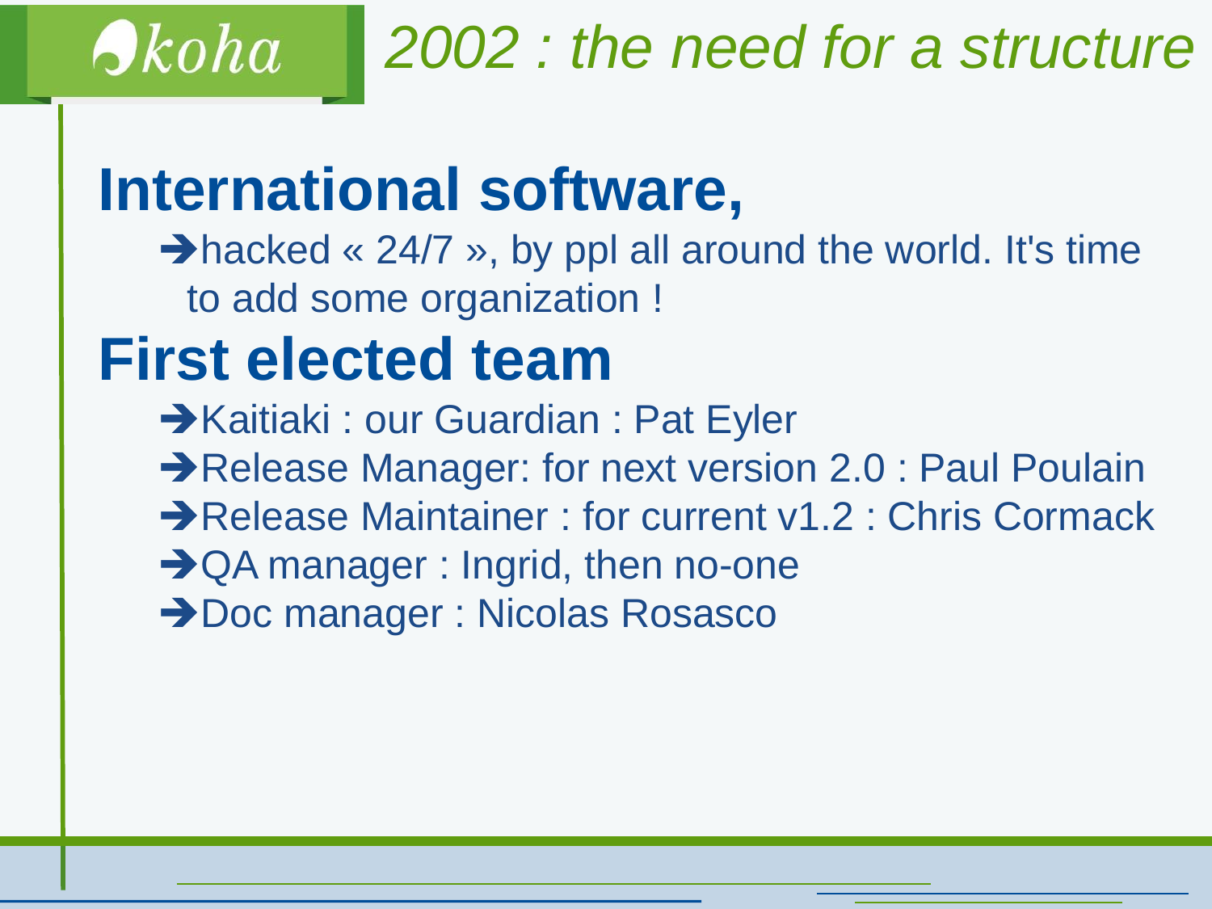# 2002 : the need for a structure

## International software,

- ➔hacked « 24/7 », by ppl all around the world. It's time to add some organization !

## First elected team

- ➔Kaitiaki : our Guardian : Pat Eyler
- ➔Release Manager: for next version 2.0 : Paul Poulain
- ➔Release Maintainer : for current v1.2 : Chris Cormack
- ➔QA manager : Ingrid, then no-one
- ➔Doc manager : Nicolas Rosasco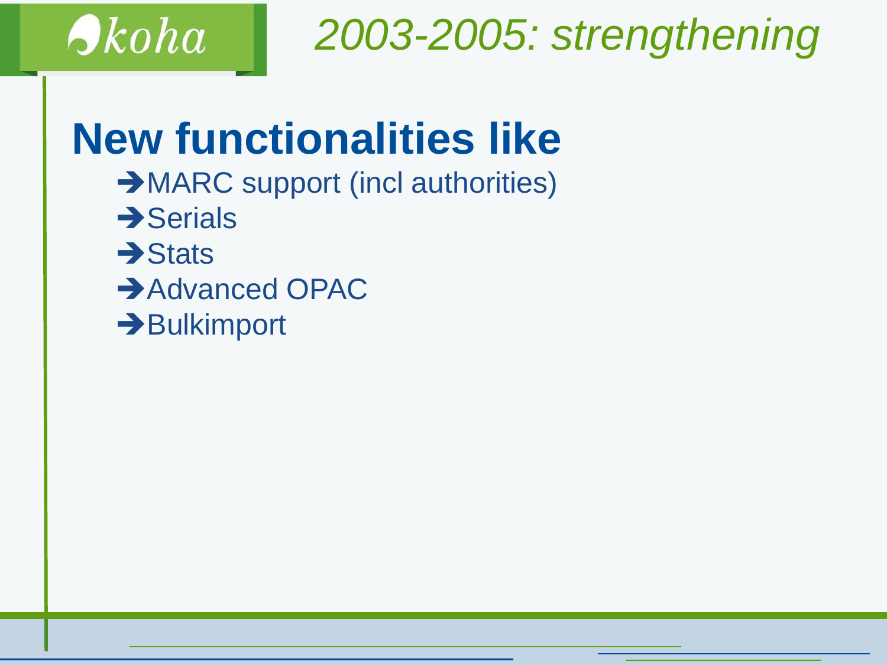# 2003-2005: strengthening

## New functionalities like

- ➔MARC support (incl authorities)
- ➔Serials
- ➔Stats
- ➔Advanced OPAC
- ➔Bulkimport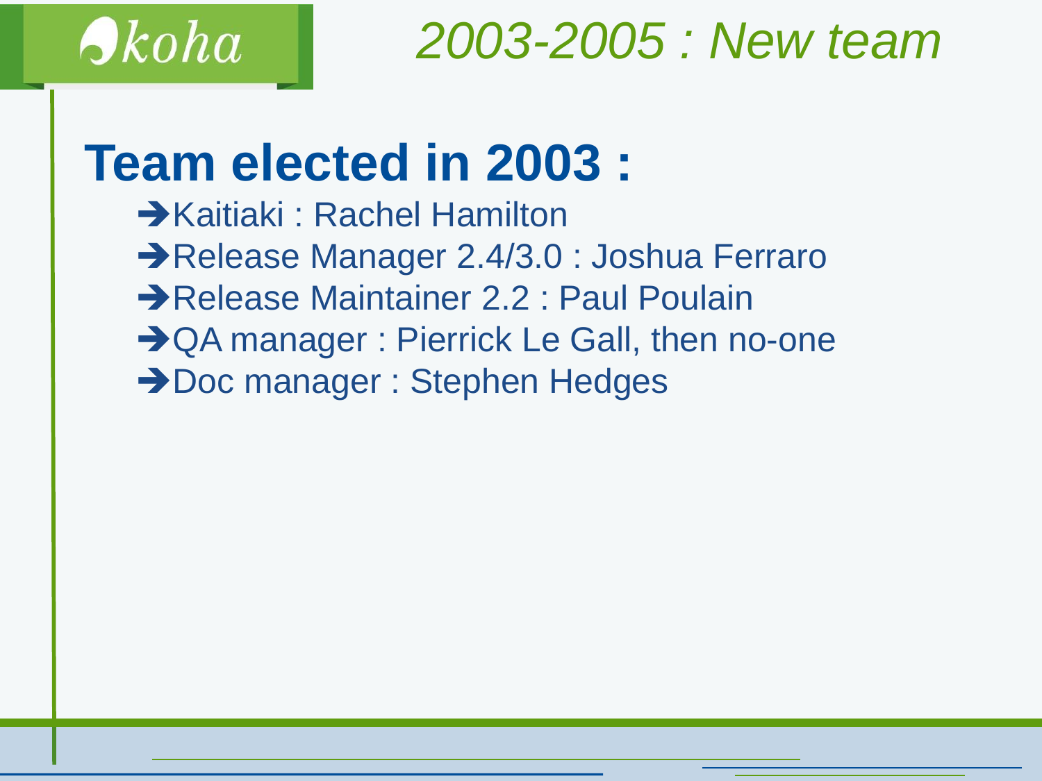# 2003-2005 : New team

## Team elected in 2003 :

- ➔Kaitiaki : Rachel Hamilton
- ➔Release Manager 2.4/3.0 : Joshua Ferraro
- ➔Release Maintainer 2.2 : Paul Poulain
- ➔QA manager : Pierrick Le Gall, then no-one
- ➔Doc manager : Stephen Hedges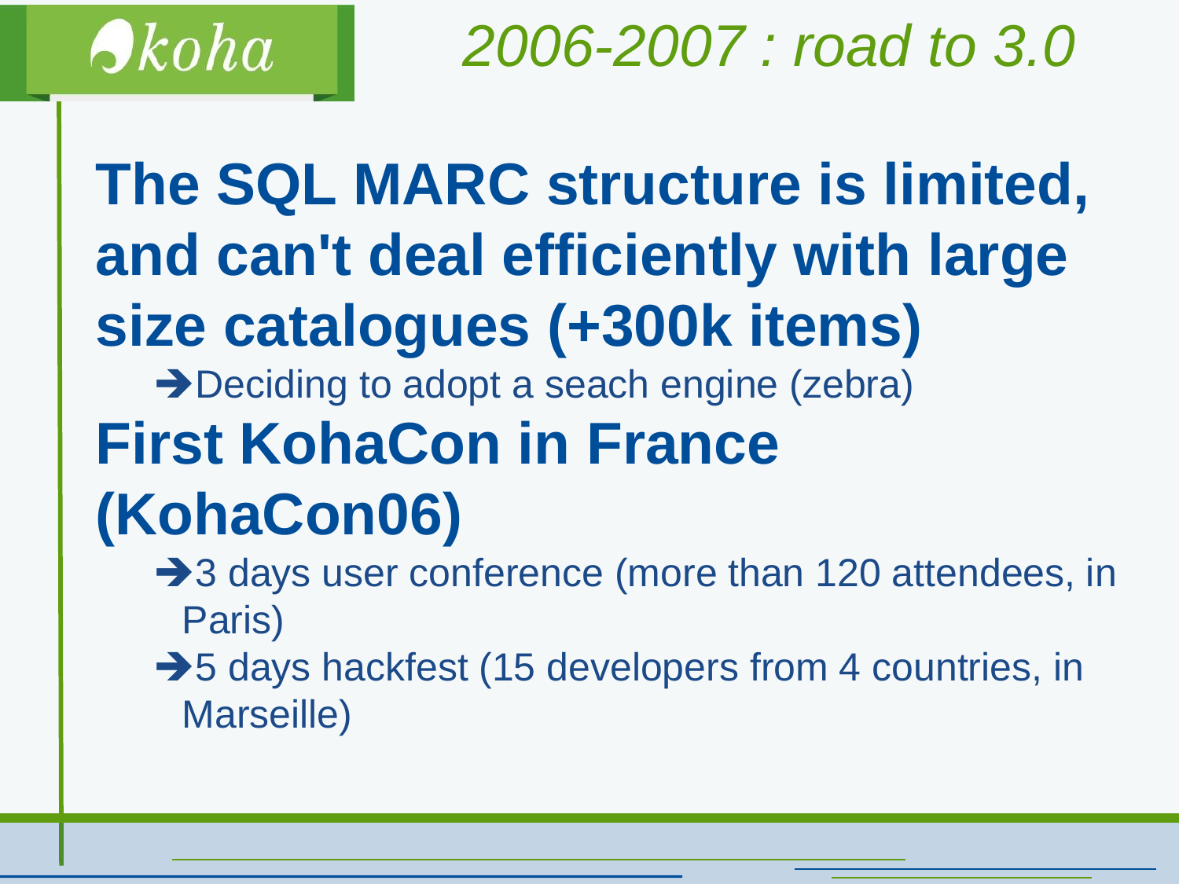# 2006-2007 : road to 3.0

## The SQL MARC structure is limited, and can't deal efficiently with large size catalogues (+300k items)

- ➔Deciding to adopt a seach engine (zebra)

## First KohaCon in France (KohaCon06)

- ➔3 days user conference (more than 120 attendees, in Paris)
- ➔5 days hackfest (15 developers from 4 countries, in Marseille)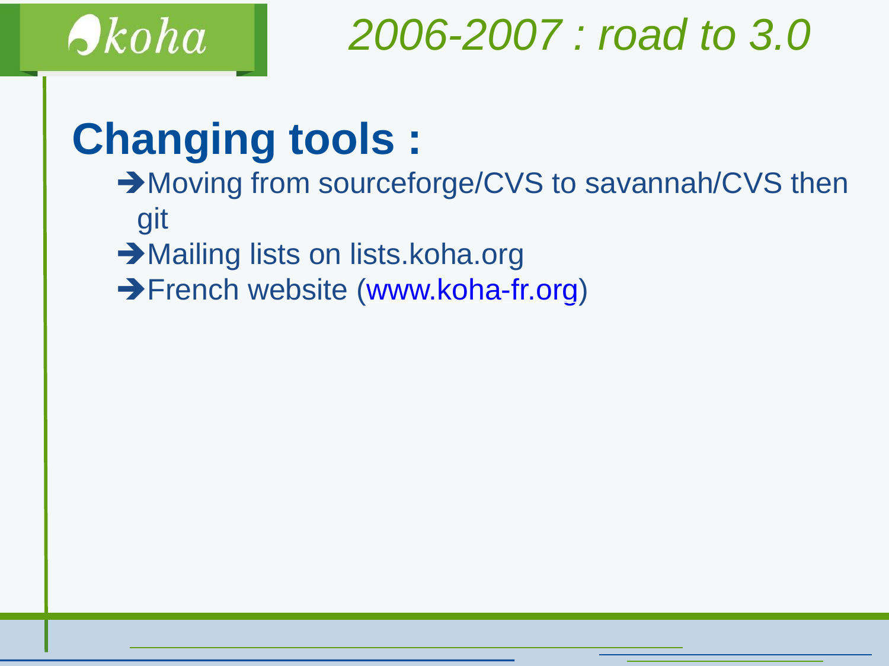# 2006-2007 : road to 3.0

## Changing tools :

- ➔Moving from sourceforge/CVS to savannah/CVS then git
- ➔Mailing lists on lists.koha.org
- ➔French website (www.koha-fr.org)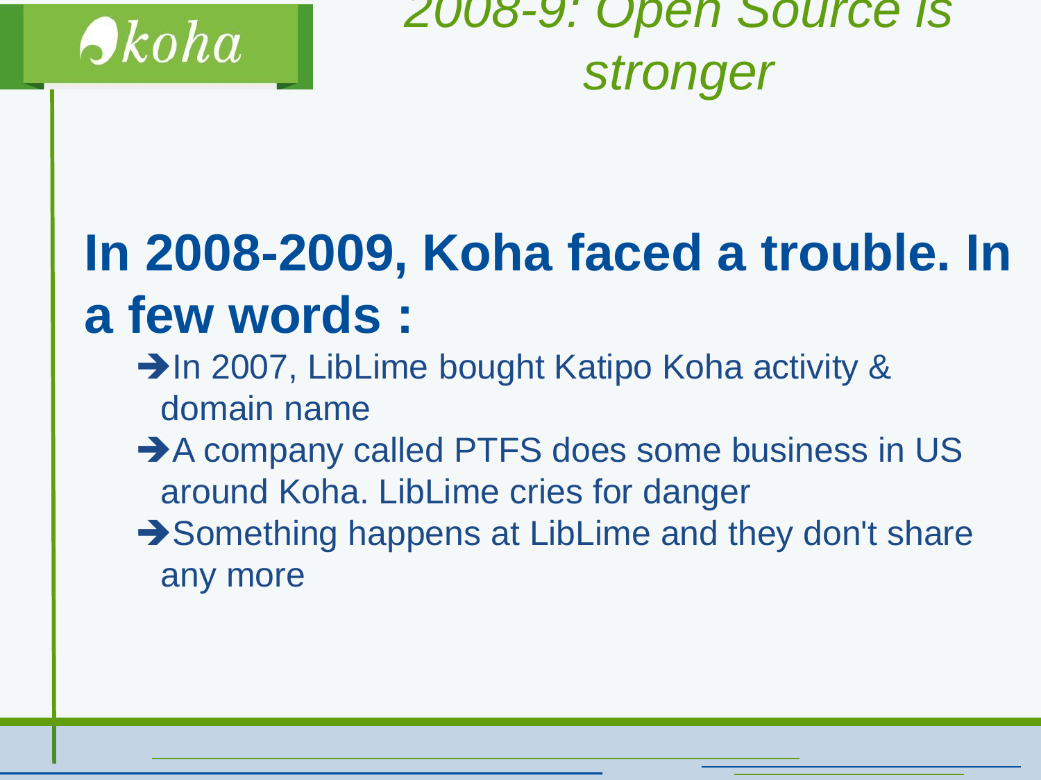# *2008-9: Open Source is stronger*

**In 2008-2009, Koha faced a trouble. In a few words :**

- ➔In 2007, LibLime bought Katipo Koha activity & domain name
- ➔A company called PTFS does some business in US around Koha. LibLime cries for danger
- ➔Something happens at LibLime and they don't share any more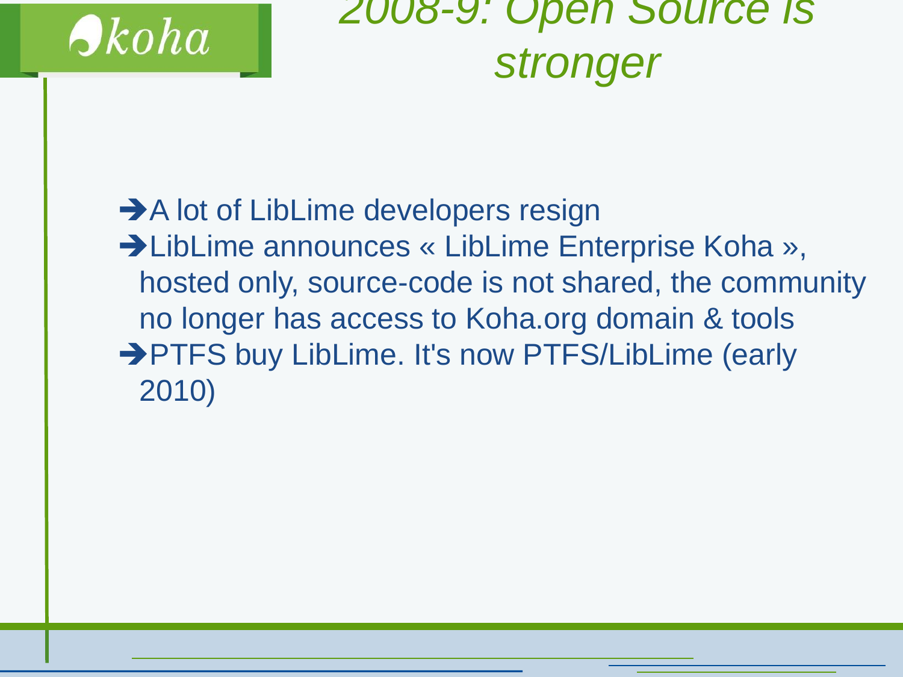# 2008-9: Open Source is stronger

- ➔A lot of LibLime developers resign
- ➔LibLime announces « LibLime Enterprise Koha », hosted only, source-code is not shared, the community no longer has access to Koha.org domain & tools
- ➔PTFS buy LibLime. It's now PTFS/LibLime (early 2010)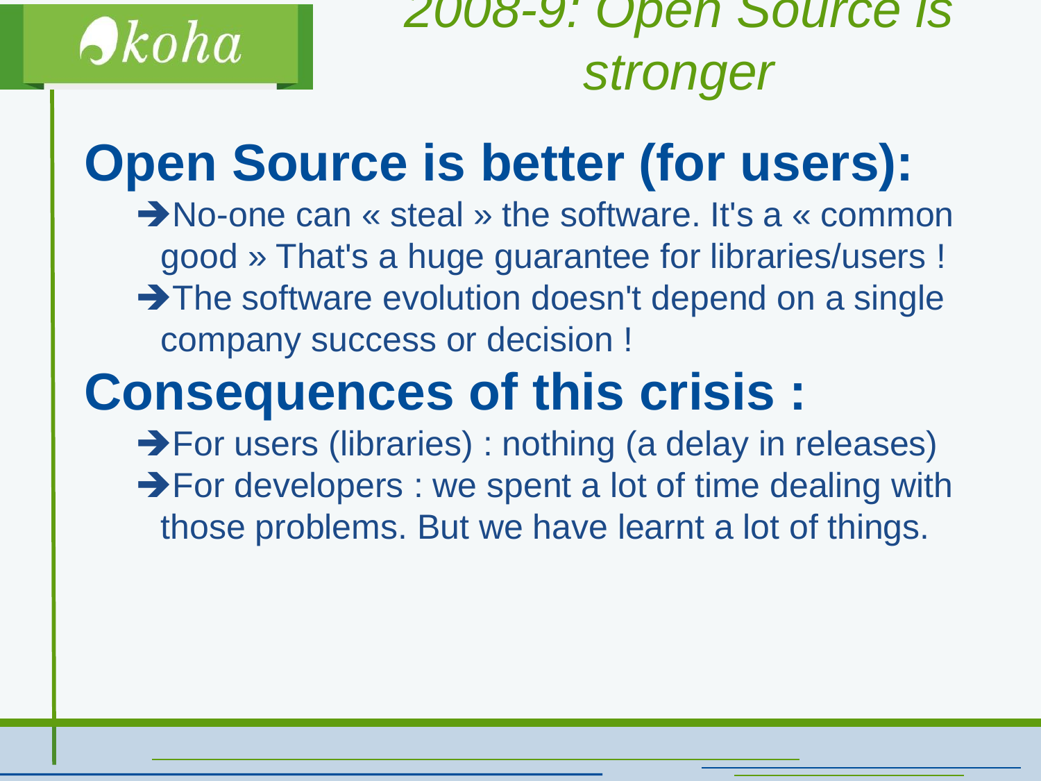# 2008-9: Open Source is stronger

## Open Source is better (for users):

- ➔No-one can « steal » the software. It's a « common good » That's a huge guarantee for libraries/users !
- ➔The software evolution doesn't depend on a single company success or decision !

## Consequences of this crisis :

- ➔For users (libraries) : nothing (a delay in releases)
- ➔For developers : we spent a lot of time dealing with those problems. But we have learnt a lot of things.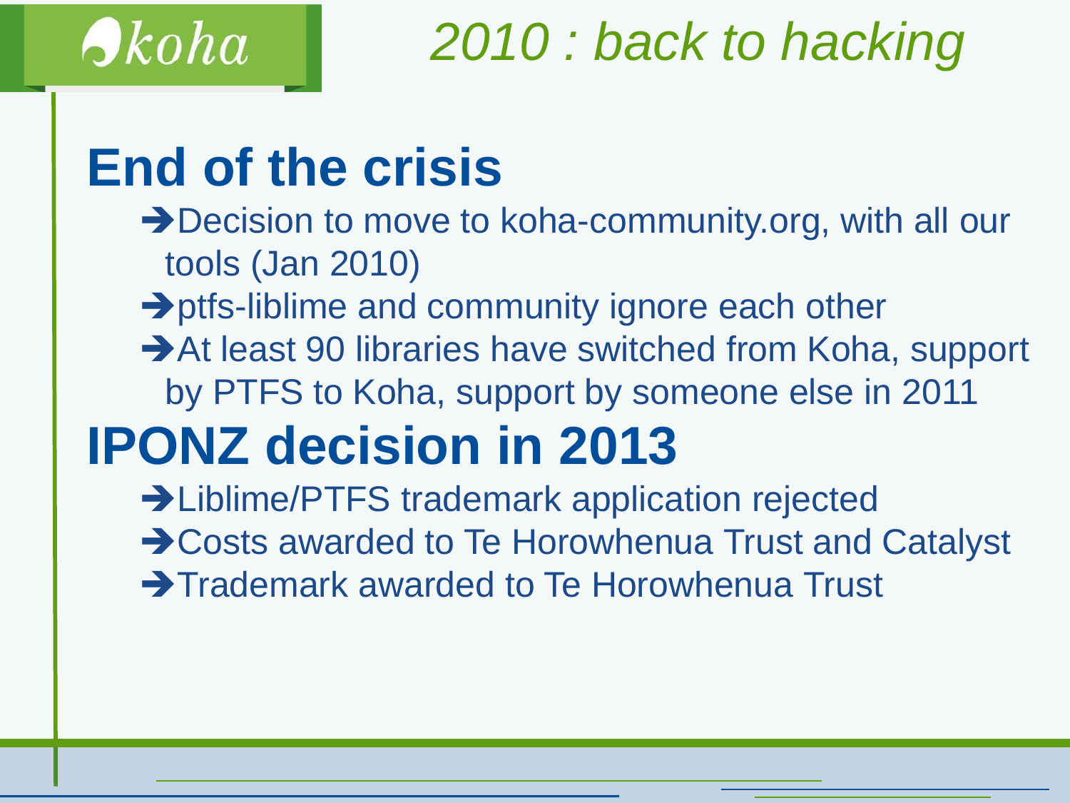# 2010 : back to hacking

## End of the crisis

- Decision to move to koha-community.org, with all our tools (Jan 2010)
- ptfs-liblime and community ignore each other
- At least 90 libraries have switched from Koha, support by PTFS to Koha, support by someone else in 2011

## IPONZ decision in 2013

- Liblime/PTFS trademark application rejected
- Costs awarded to Te Horowhenua Trust and Catalyst
- Trademark awarded to Te Horowhenua Trust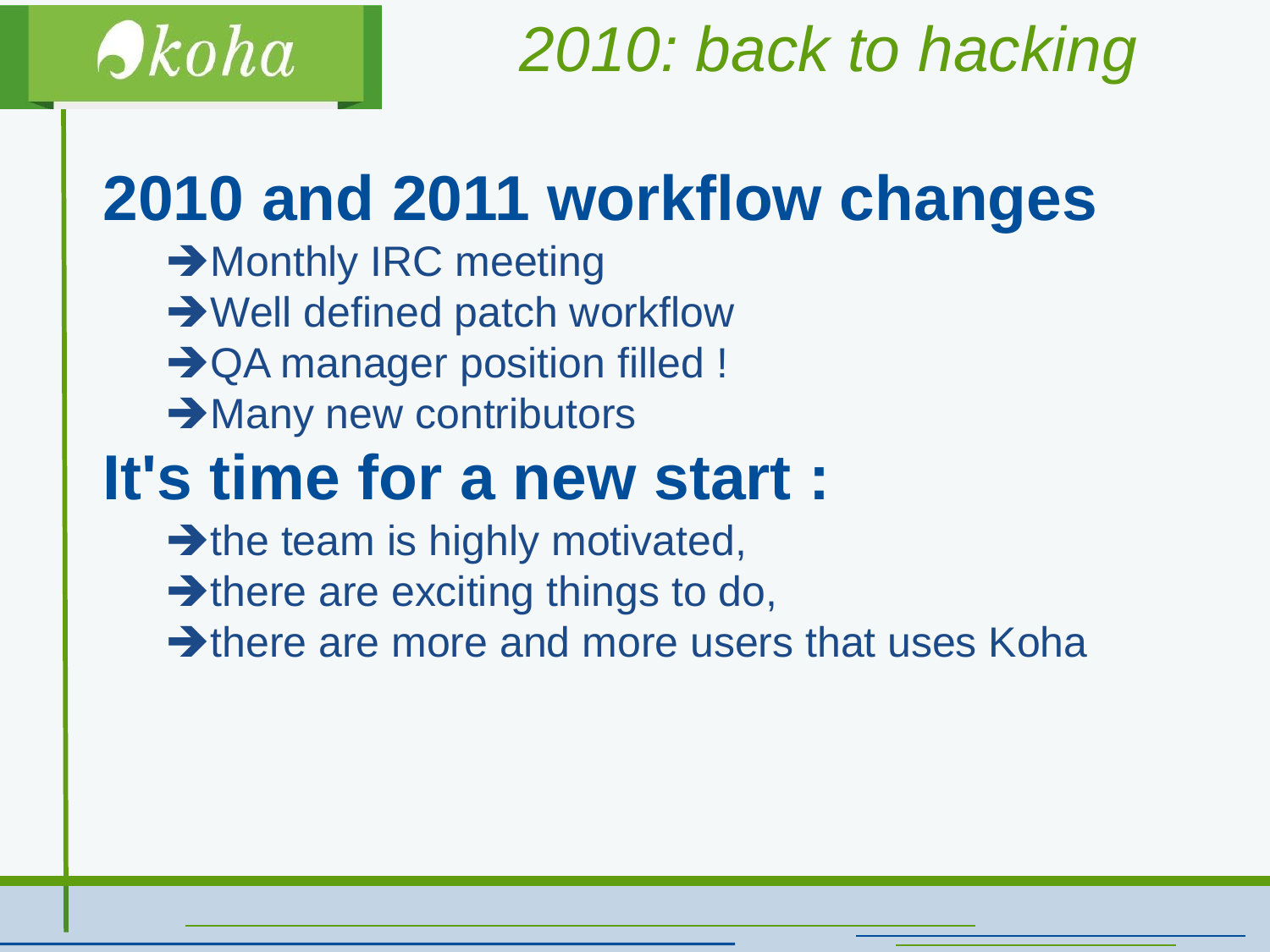# 2010: back to hacking

## 2010 and 2011 workflow changes

- Monthly IRC meeting
- Well defined patch workflow
- QA manager position filled !
- Many new contributors

## It's time for a new start :

- the team is highly motivated,
- there are exciting things to do,
- there are more and more users that uses Koha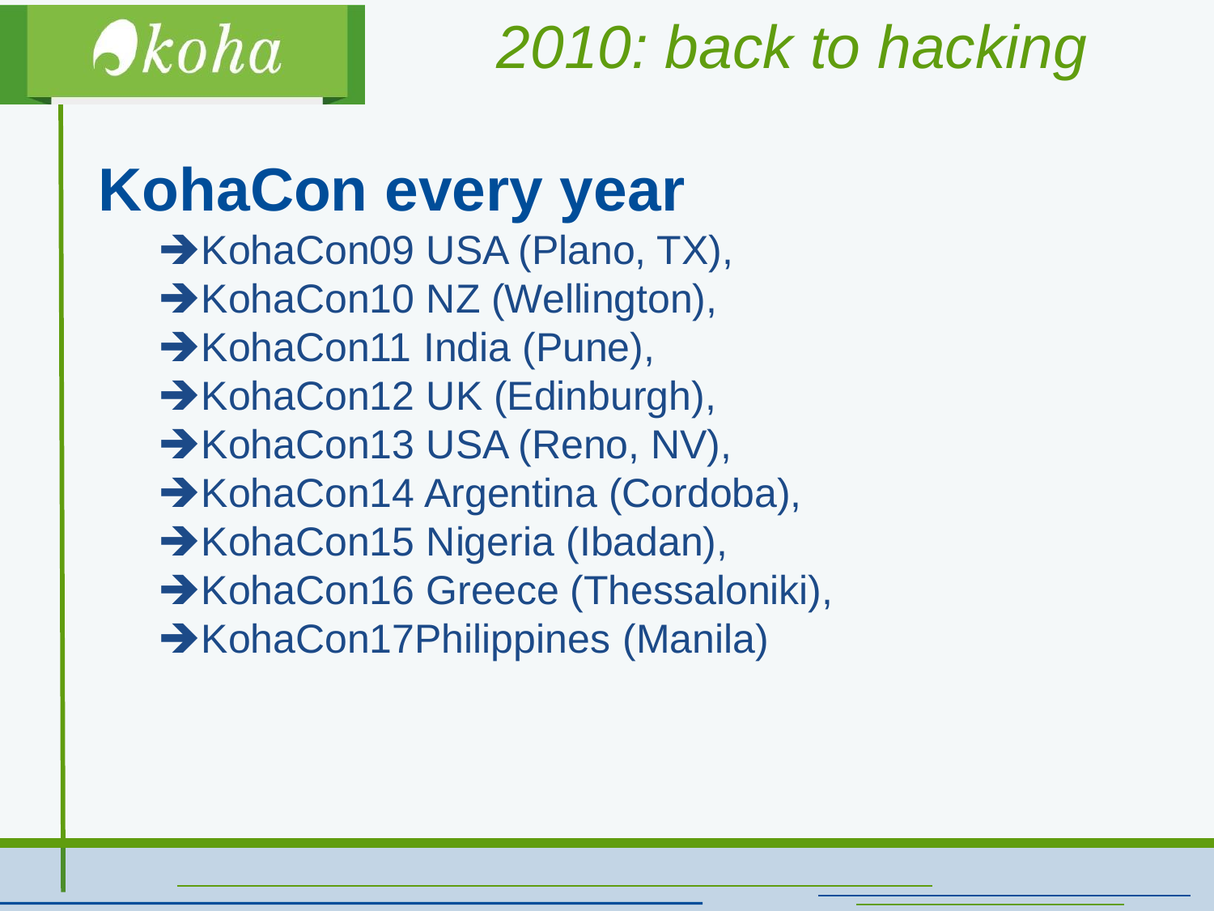koha

# 2010: back to hacking

## KohaCon every year

- ➔KohaCon09 USA (Plano, TX),
- ➔KohaCon10 NZ (Wellington),
- ➔KohaCon11 India (Pune),
- ➔KohaCon12 UK (Edinburgh),
- ➔KohaCon13 USA (Reno, NV),
- ➔KohaCon14 Argentina (Cordoba),
- ➔KohaCon15 Nigeria (Ibadan),
- ➔KohaCon16 Greece (Thessaloniki),
- ➔KohaCon17Philippines (Manila)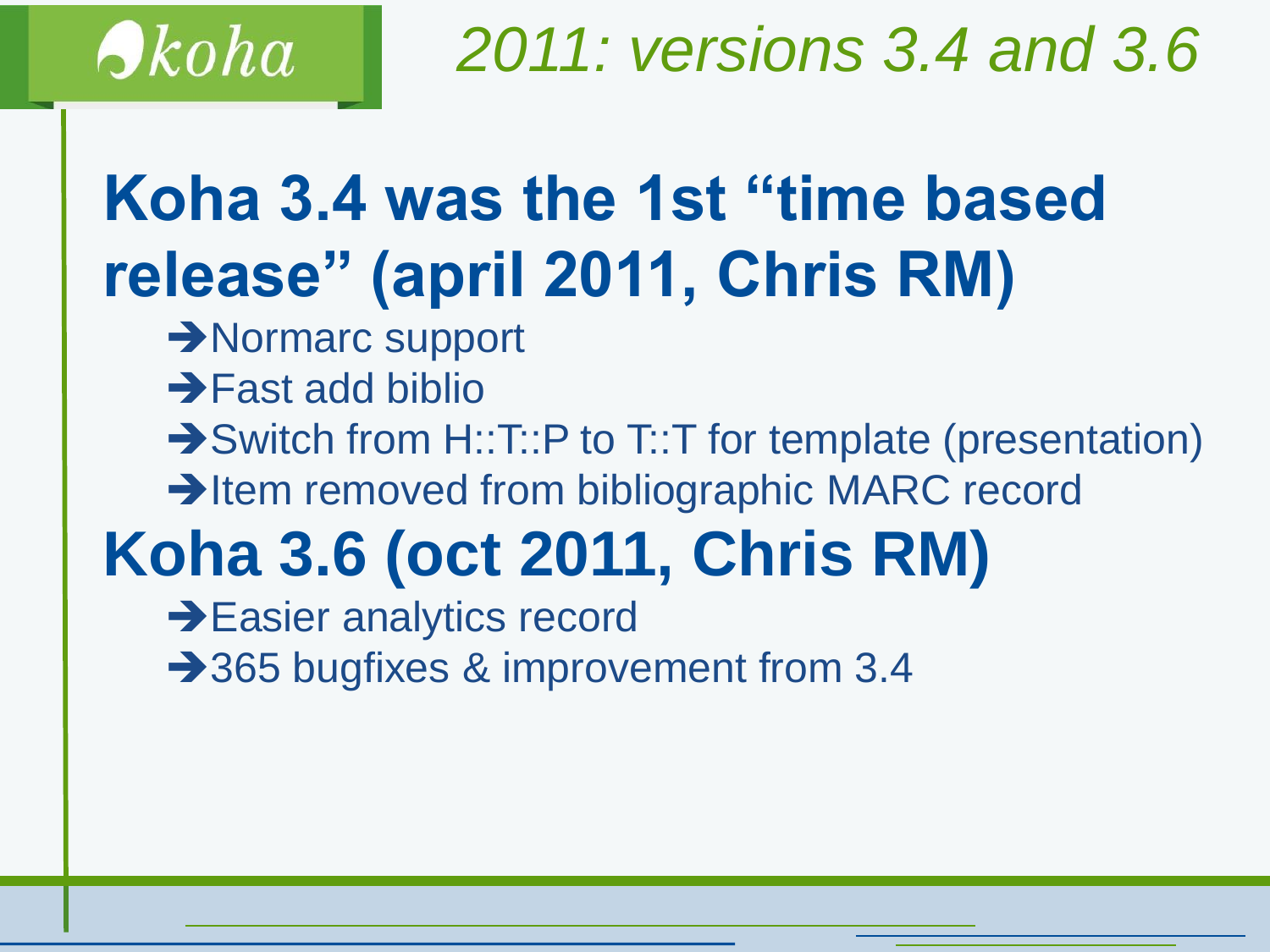# 2011: versions 3.4 and 3.6

## Koha 3.4 was the 1st “time based release” (april 2011, Chris RM)

- ➔Normarc support
- ➔Fast add biblio
- ➔Switch from H::T::P to T::T for template (presentation)
- ➔Item removed from bibliographic MARC record

## Koha 3.6 (oct 2011, Chris RM)

- ➔Easier analytics record
- ➔365 bugfixes & improvement from 3.4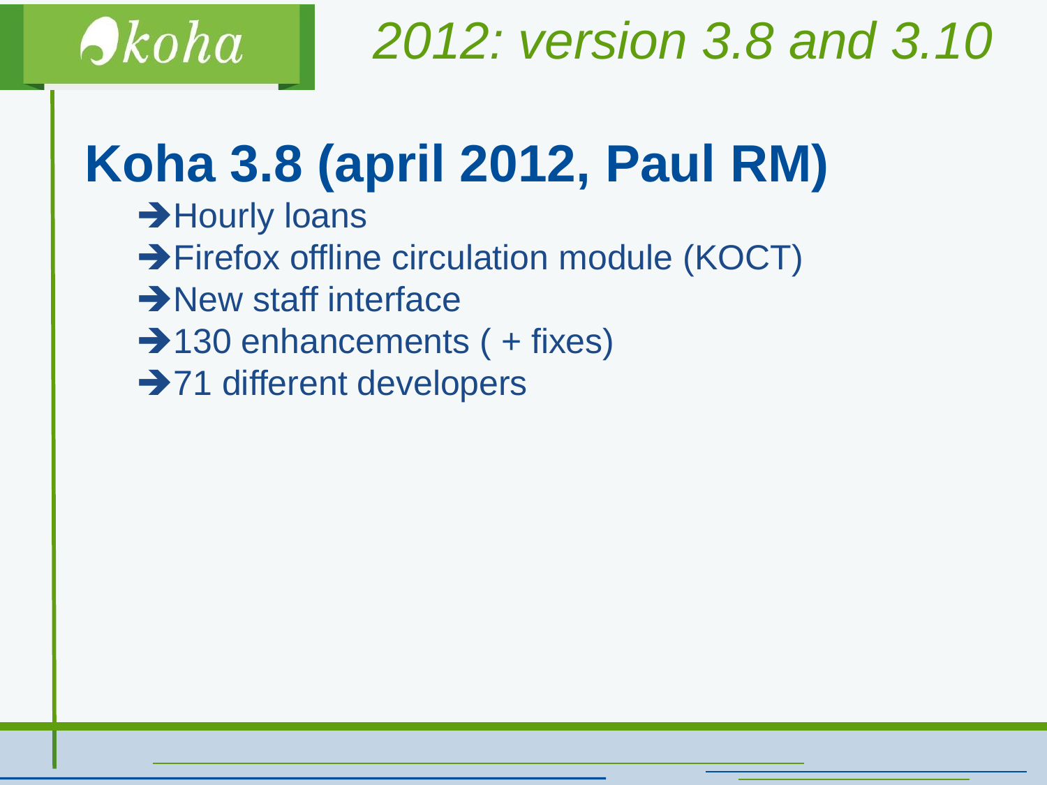*2012: version 3.8 and 3.10*

# Koha 3.8 (april 2012, Paul RM)

- ➔Hourly loans
- ➔Firefox offline circulation module (KOCT)
- ➔New staff interface
- ➔130 enhancements ( + fixes)
- ➔71 different developers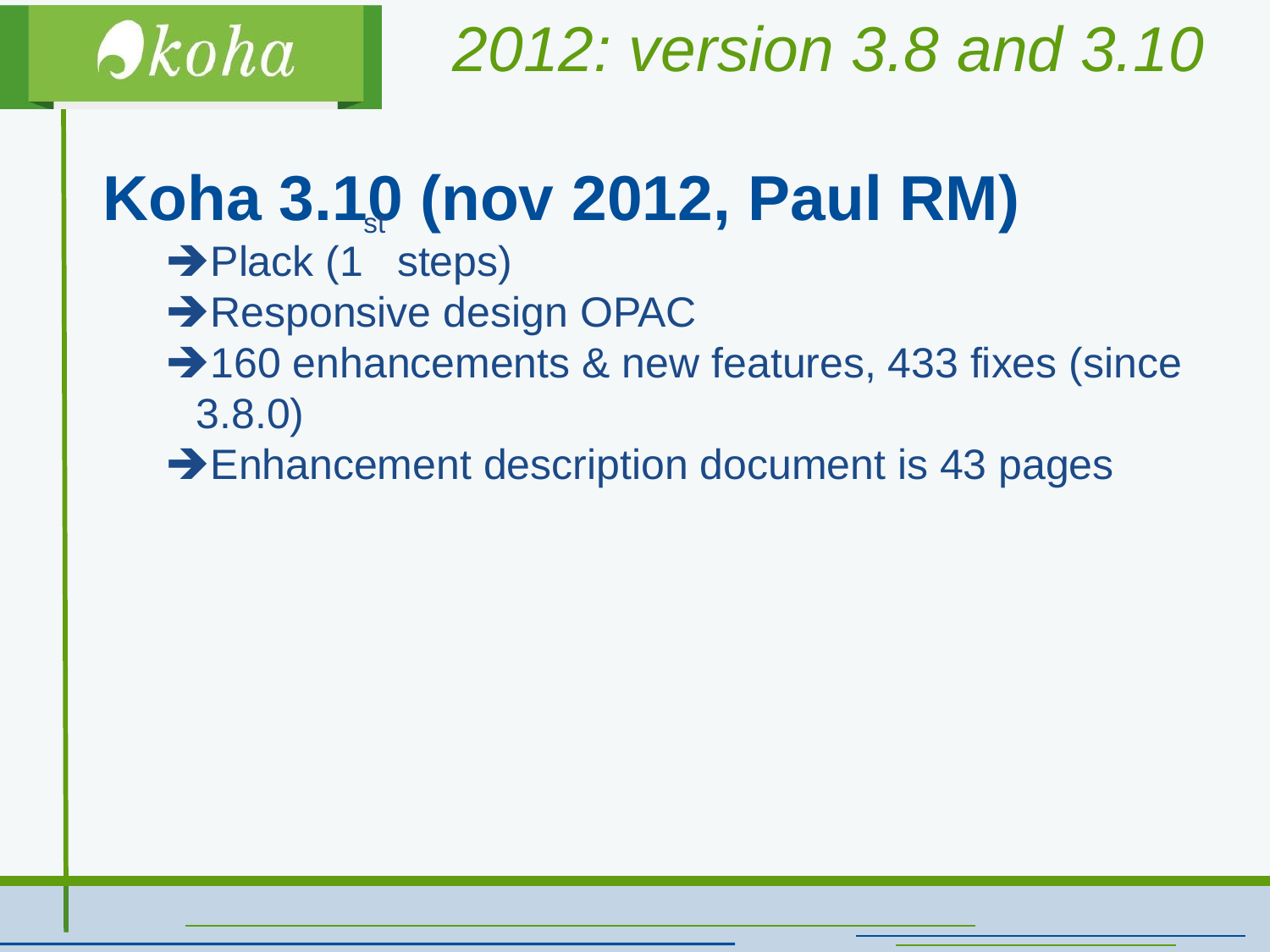# 2012: version 3.8 and 3.10

## Koha 3.10 (nov 2012, Paul RM)

- ➔Plack (1st steps)
- ➔Responsive design OPAC
- ➔160 enhancements & new features, 433 fixes (since 3.8.0)
- ➔Enhancement description document is 43 pages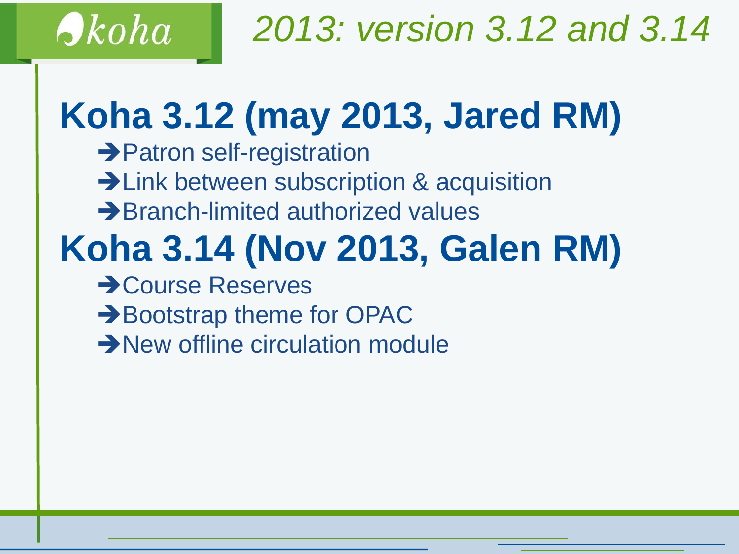# 2013: version 3.12 and 3.14

## Koha 3.12 (may 2013, Jared RM)

- ➔Patron self-registration
- ➔Link between subscription & acquisition
- ➔Branch-limited authorized values

## Koha 3.14 (Nov 2013, Galen RM)

- ➔Course Reserves
- ➔Bootstrap theme for OPAC
- ➔New offline circulation module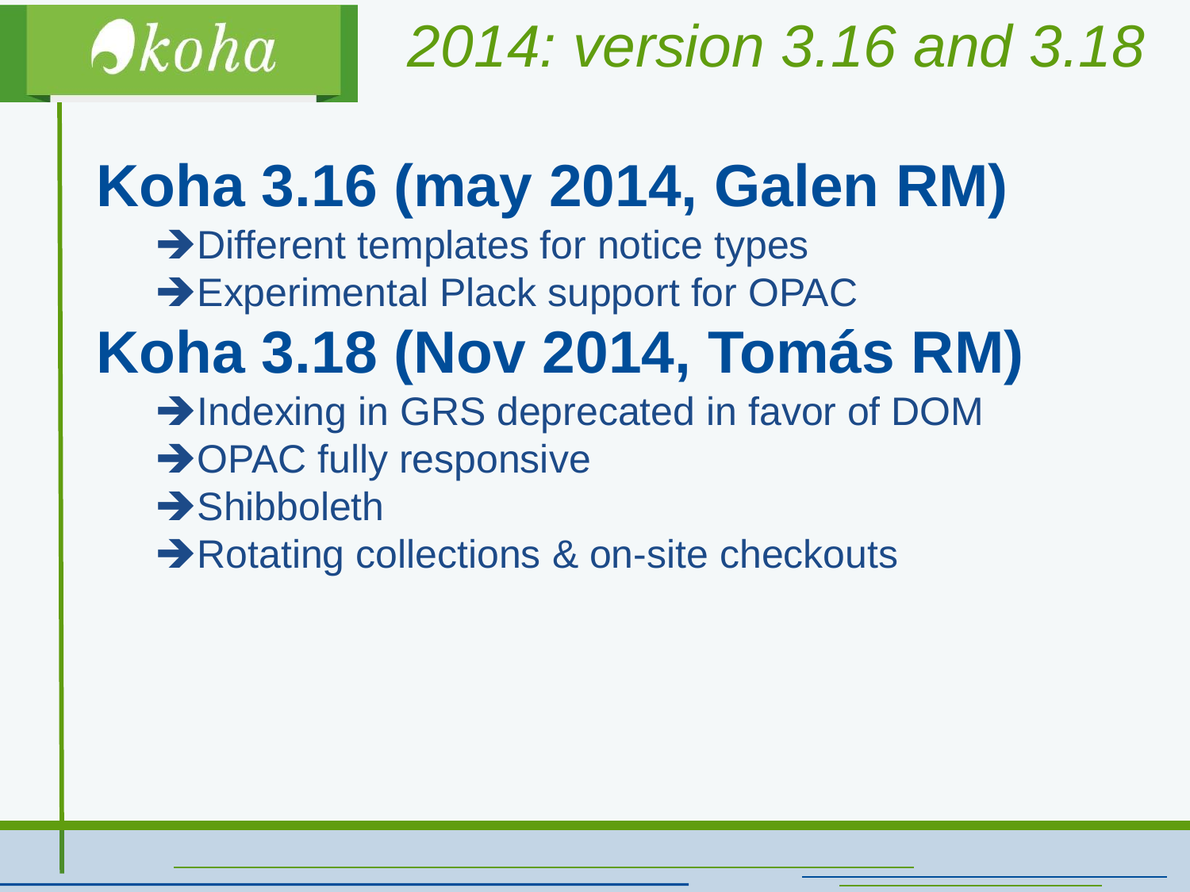# 2014: version 3.16 and 3.18

## Koha 3.16 (may 2014, Galen RM)

- ➔Different templates for notice types
- ➔Experimental Plack support for OPAC

## Koha 3.18 (Nov 2014, Tomás RM)

- ➔Indexing in GRS deprecated in favor of DOM
- ➔OPAC fully responsive
- ➔Shibboleth
- ➔Rotating collections & on-site checkouts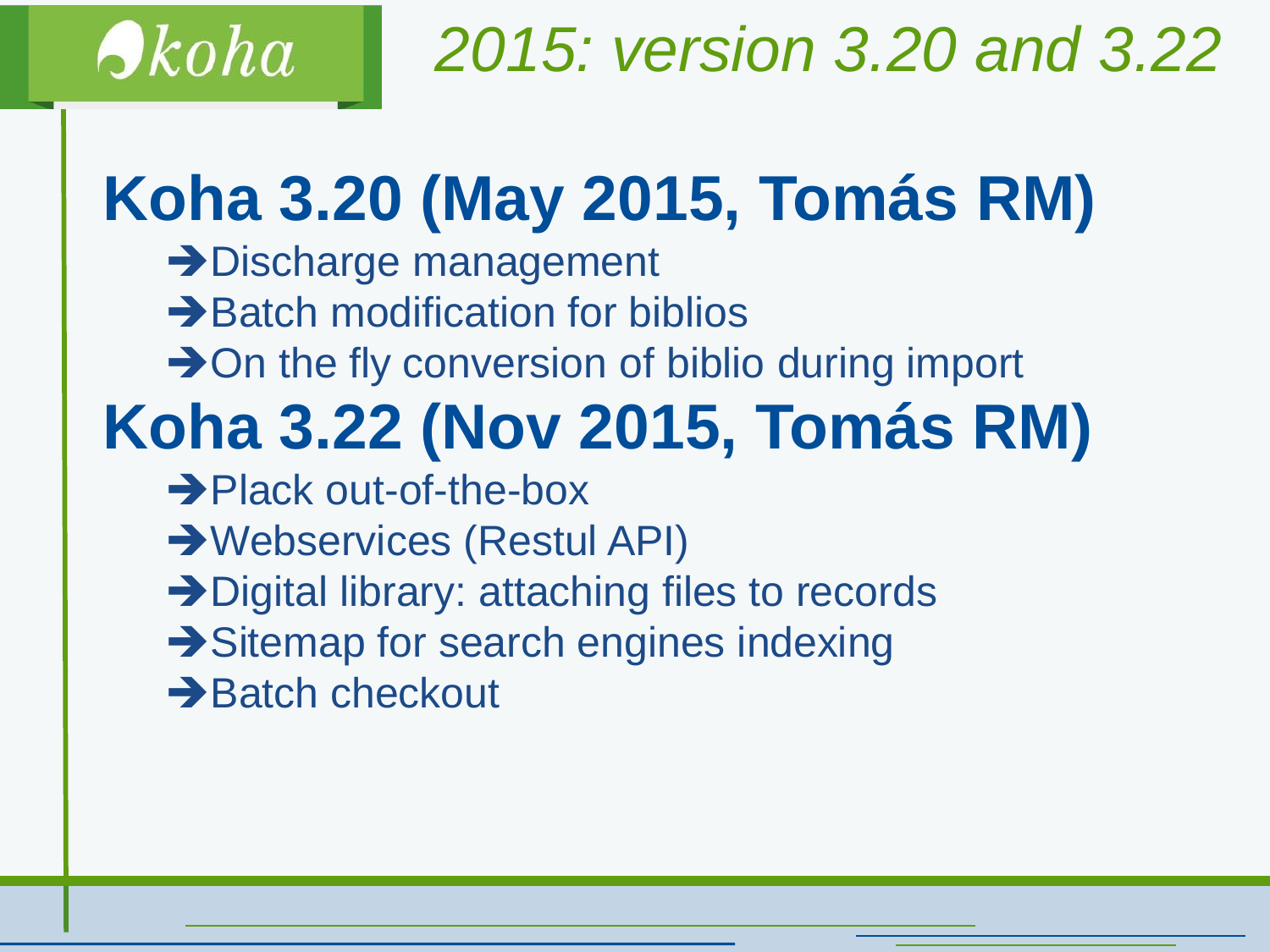# 2015: version 3.20 and 3.22

## Koha 3.20 (May 2015, Tomás RM)

- ➔Discharge management
- ➔Batch modification for biblios
- ➔On the fly conversion of biblio during import

## Koha 3.22 (Nov 2015, Tomás RM)

- ➔Plack out-of-the-box
- ➔Webservices (Restul API)
- ➔Digital library: attaching files to records
- ➔Sitemap for search engines indexing
- ➔Batch checkout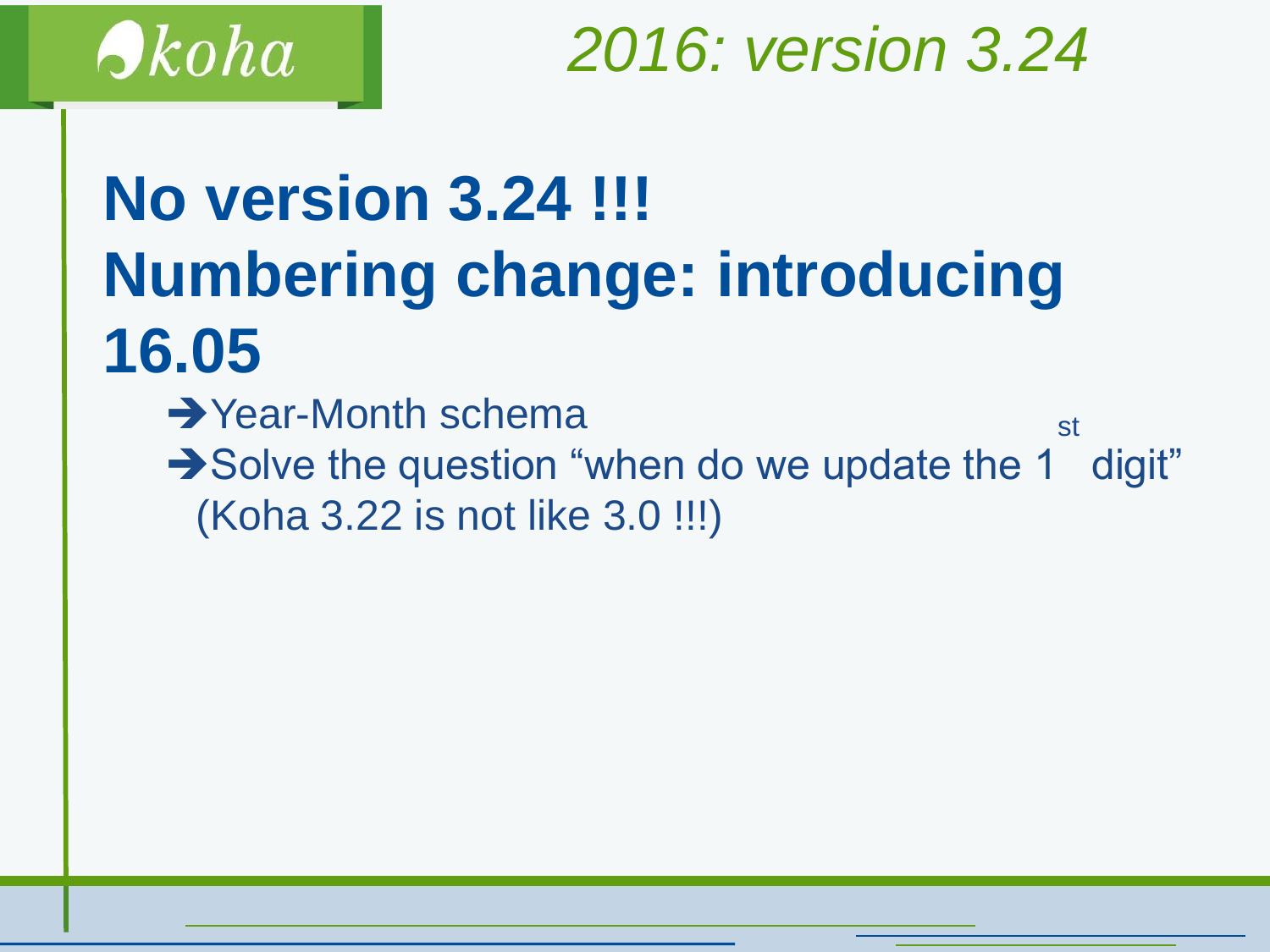# 2016: version 3.24

## No version 3.24 !!!
## Numbering change: introducing 16.05

- ➔Year-Month schema
- ➔Solve the question "when do we update the 1st digit" (Koha 3.22 is not like 3.0 !!!)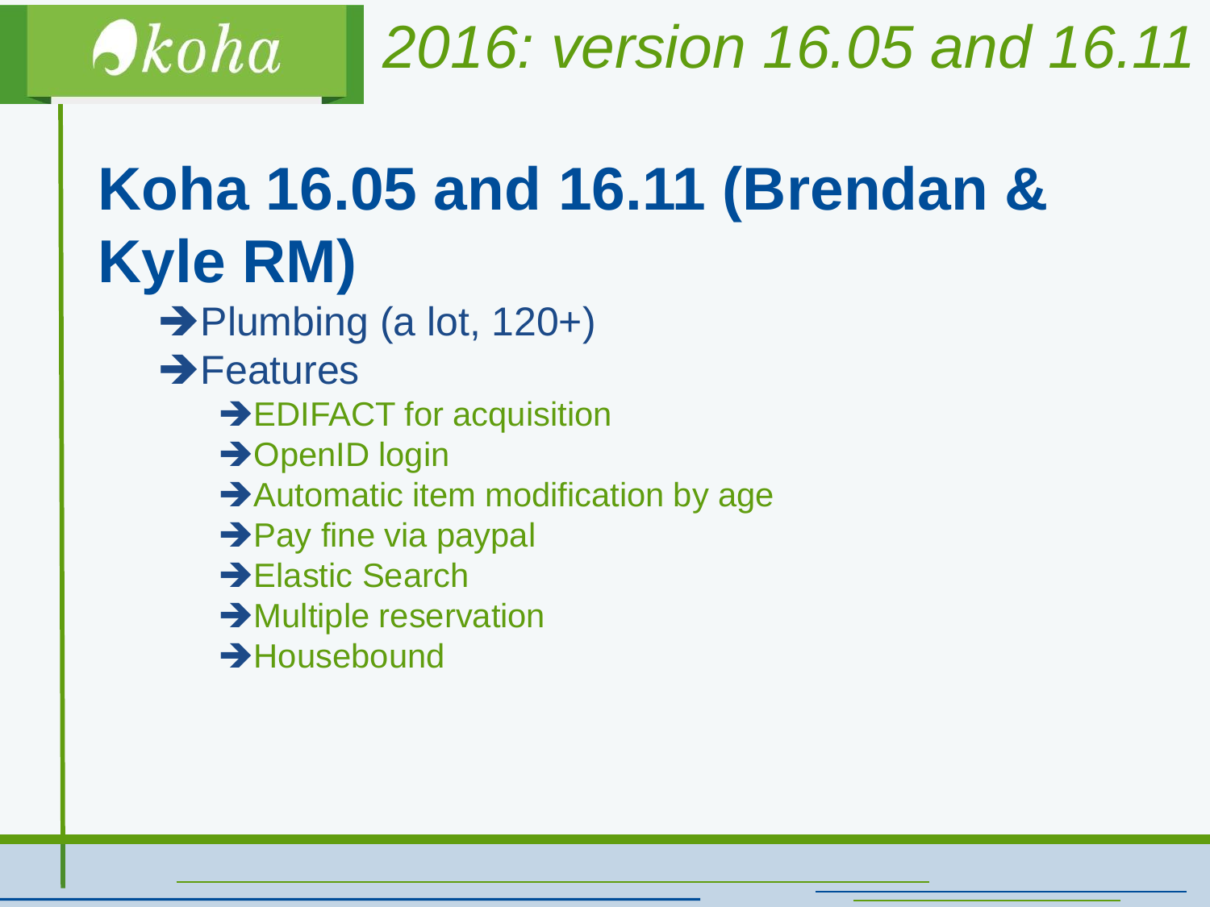*2016: version 16.05 and 16.11*

# Koha 16.05 and 16.11 (Brendan & Kyle RM)

- Plumbing (a lot, 120+)
- Features
  - EDIFACT for acquisition
  - OpenID login
  - Automatic item modification by age
  - Pay fine via paypal
  - Elastic Search
  - Multiple reservation
  - Housebound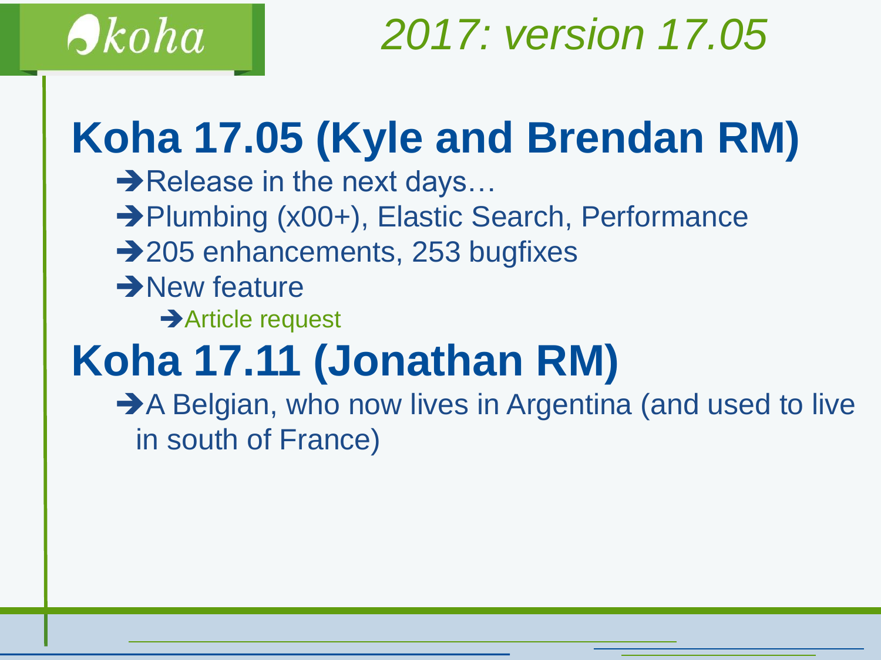# 2017: version 17.05

## Koha 17.05 (Kyle and Brendan RM)

- ➔Release in the next days…
- ➔Plumbing (x00+), Elastic Search, Performance
- ➔205 enhancements, 253 bugfixes
- ➔New feature
  - ➔Article request

## Koha 17.11 (Jonathan RM)

- ➔A Belgian, who now lives in Argentina (and used to live in south of France)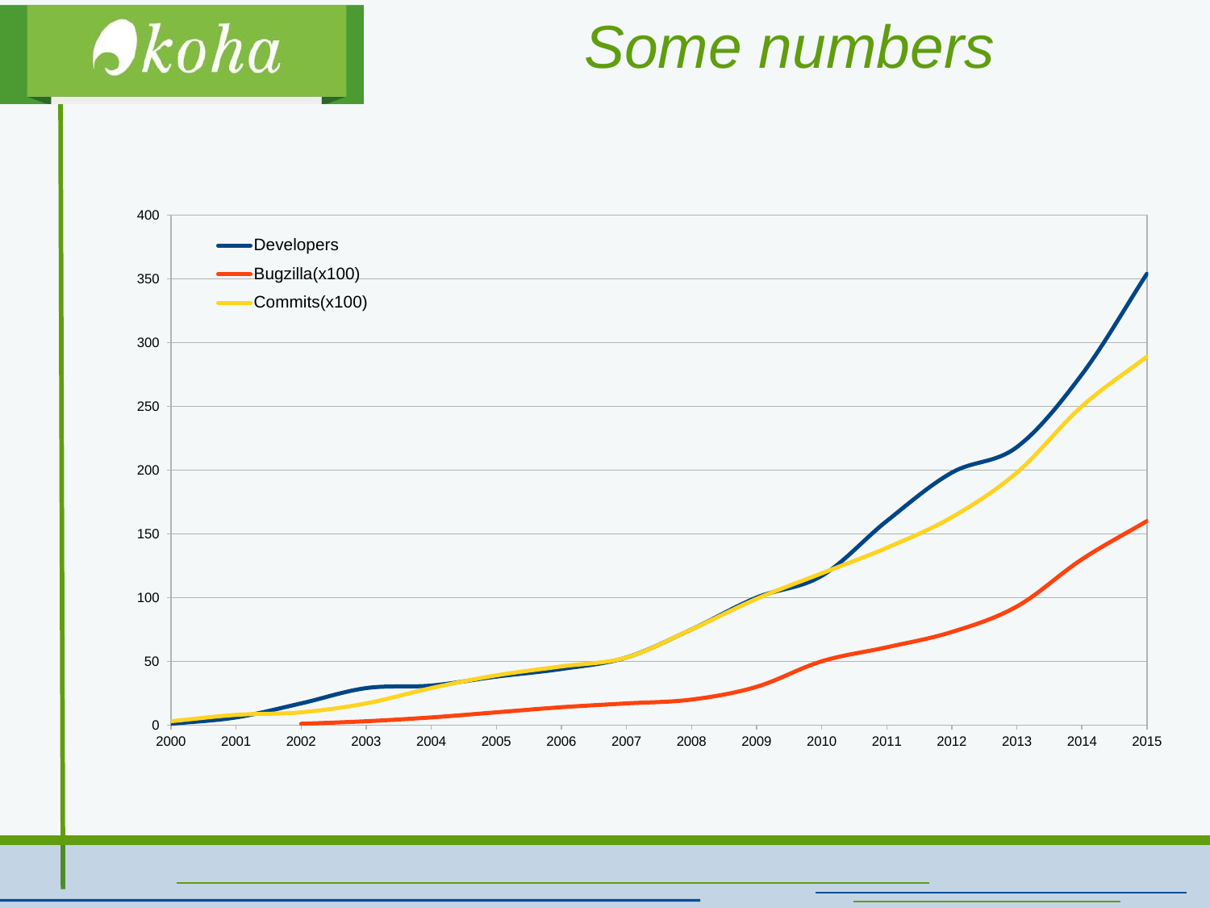# Some numbers

400
350
300
250
200
150
100
50
0

2000 2001 2002 2003 2004 2005 2006 2007 2008 2009 2010 2011 2012 2013 2014 2015

- Developers
- Bugzilla(x100)
- Commits(x100)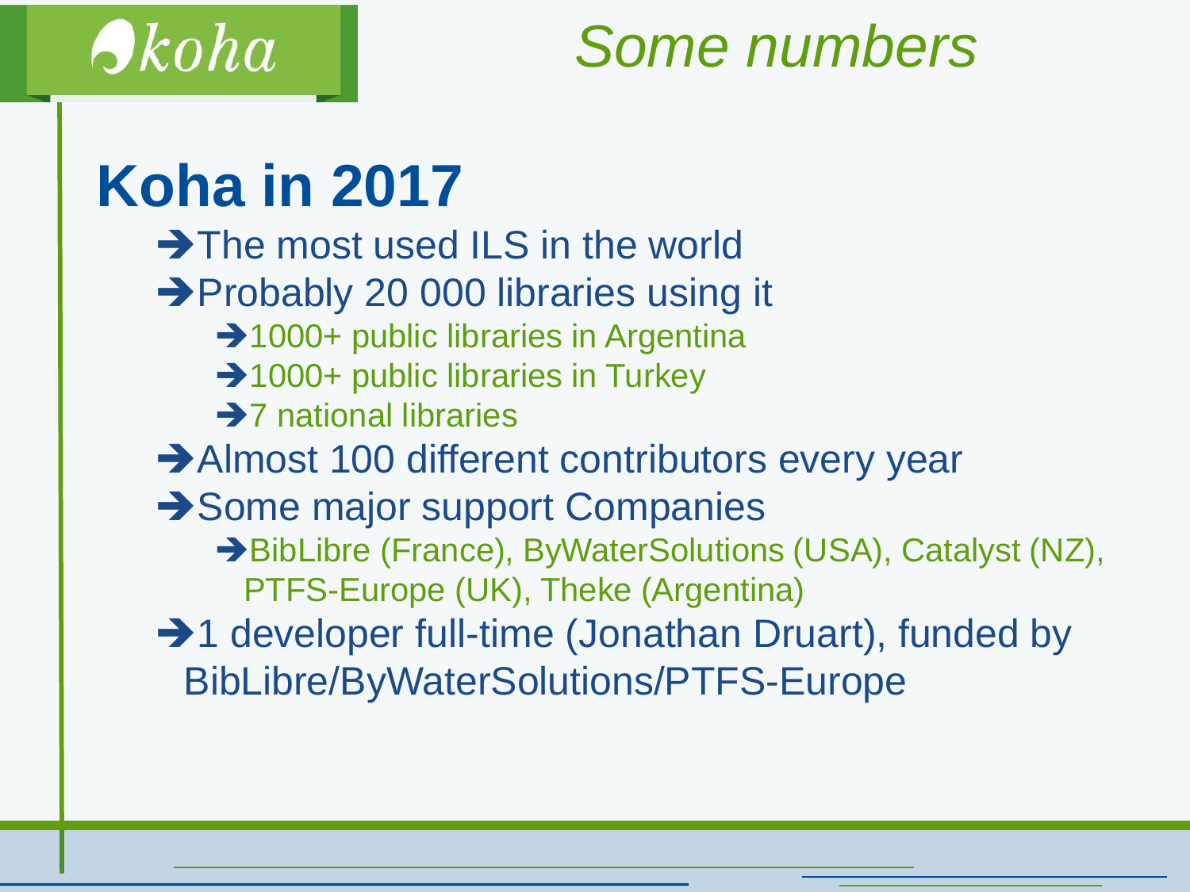# Some numbers

## Koha in 2017

- ➔The most used ILS in the world
- ➔Probably 20 000 libraries using it
  - ➔1000+ public libraries in Argentina
  - ➔1000+ public libraries in Turkey
  - ➔7 national libraries
- ➔Almost 100 different contributors every year
- ➔Some major support Companies
  - ➔BibLibre (France), ByWaterSolutions (USA), Catalyst (NZ), PTFS-Europe (UK), Theke (Argentina)
- ➔1 developer full-time (Jonathan Druart), funded by BibLibre/ByWaterSolutions/PTFS-Europe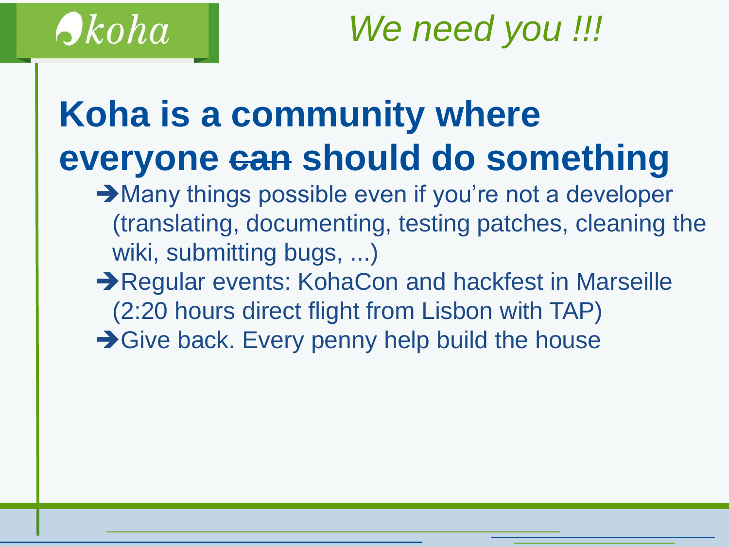*We need you !!!*

# Koha is a community where everyone ~~can~~ should do something

- ➔Many things possible even if you’re not a developer (translating, documenting, testing patches, cleaning the wiki, submitting bugs, ...)
- ➔Regular events: KohaCon and hackfest in Marseille (2:20 hours direct flight from Lisbon with TAP)
- ➔Give back. Every penny help build the house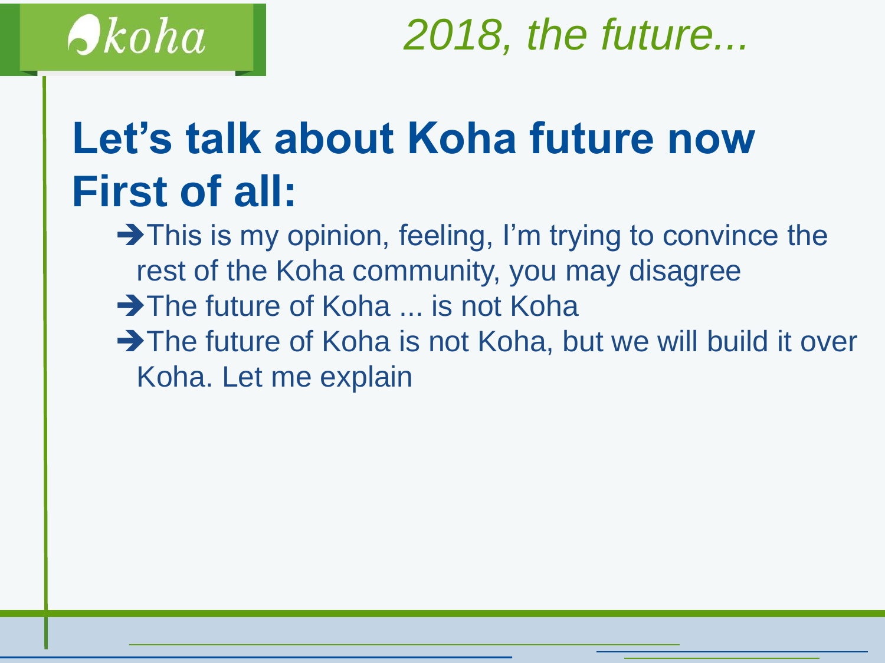*2018, the future...*

# Let's talk about Koha future now First of all:

- ➔This is my opinion, feeling, I'm trying to convince the rest of the Koha community, you may disagree
- ➔The future of Koha ... is not Koha
- ➔The future of Koha is not Koha, but we will build it over Koha. Let me explain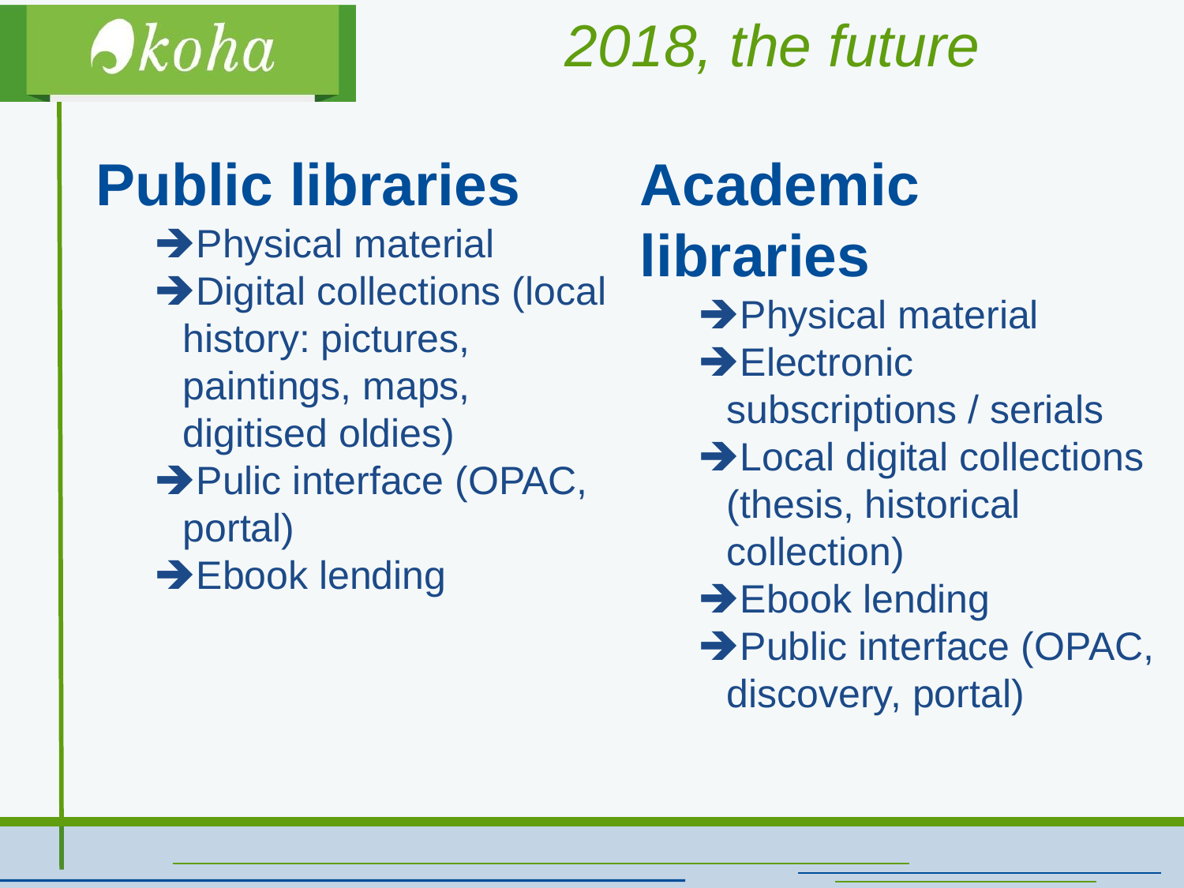# 2018, the future

## Public libraries

- ➔Physical material
- ➔Digital collections (local history: pictures, paintings, maps, digitised oldies)
- ➔Pulic interface (OPAC, portal)
- ➔Ebook lending

## Academic libraries

- ➔Physical material
- ➔Electronic subscriptions / serials
- ➔Local digital collections (thesis, historical collection)
- ➔Ebook lending
- ➔Public interface (OPAC, discovery, portal)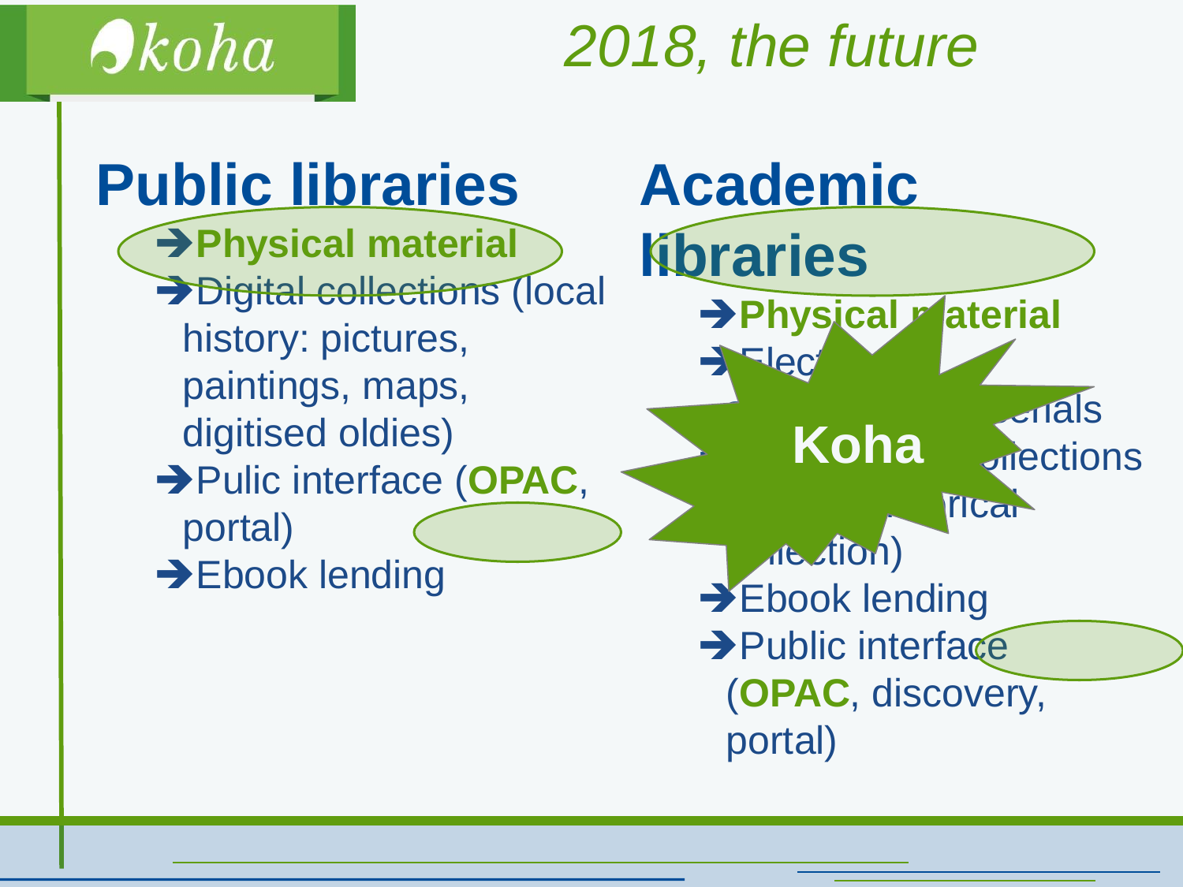# 2018, the future

## Public libraries

- **Physical material**
- Digital collections (local history: pictures, paintings, maps, digitised oldies)
- Pulic interface (**OPAC**, portal)
- Ebook lending

## Academic libraries

- **Physical material**
- Elec... erials
- ...ollections (...rical ...llection)
- Ebook lending
- Public interface (**OPAC**, discovery, portal)

**Koha**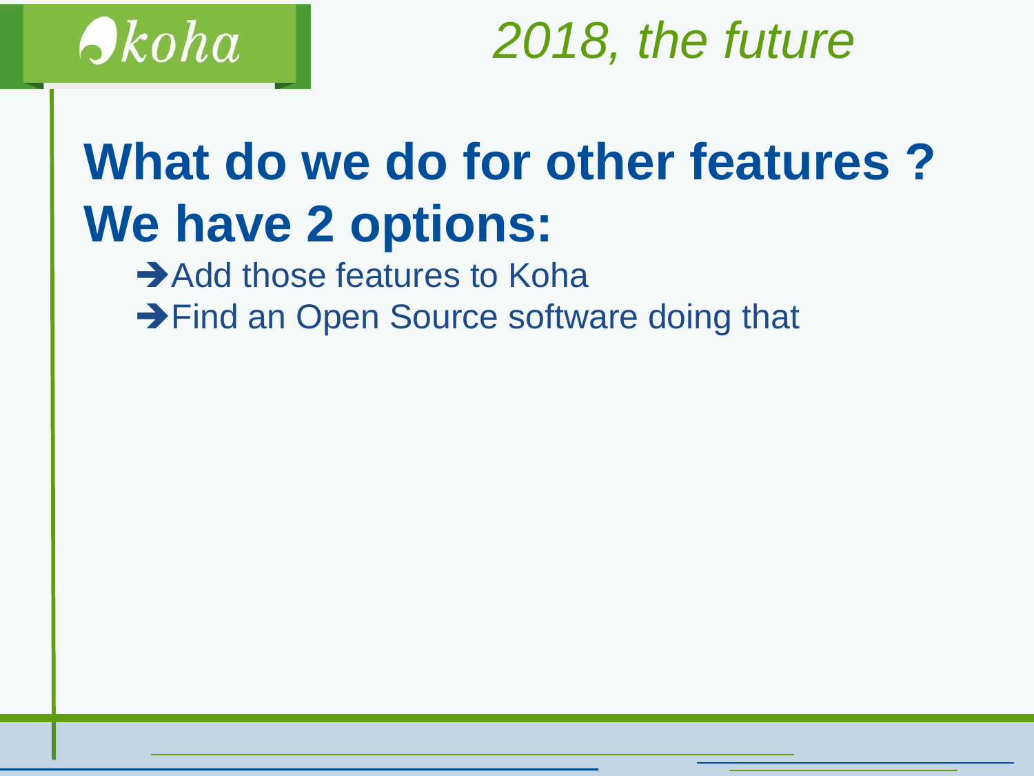koha

*2018, the future*

# What do we do for other features ? We have 2 options:

- ➔Add those features to Koha
- ➔Find an Open Source software doing that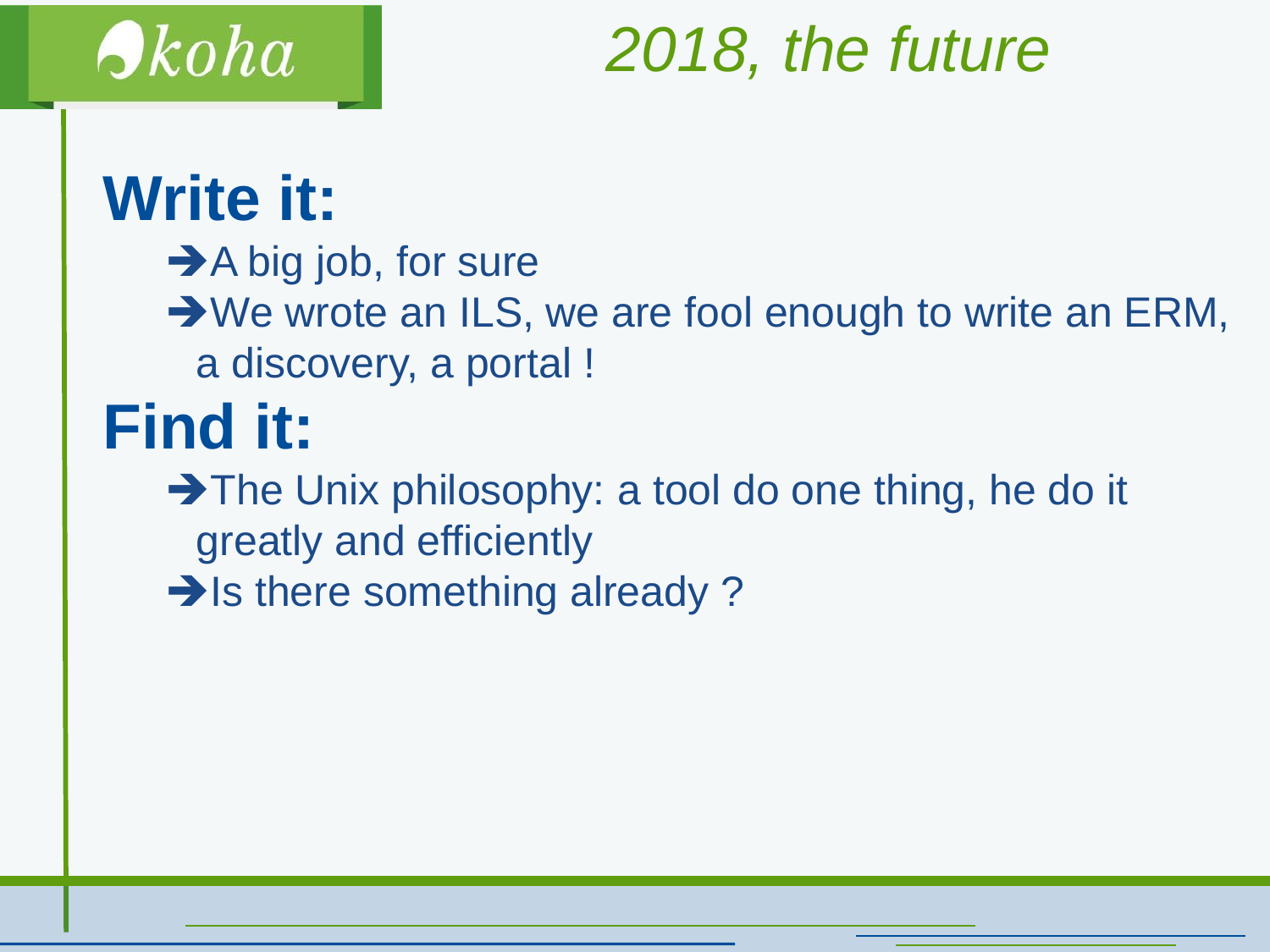# 2018, the future

## Write it:

- ➔A big job, for sure
- ➔We wrote an ILS, we are fool enough to write an ERM, a discovery, a portal !

## Find it:

- ➔The Unix philosophy: a tool do one thing, he do it greatly and efficiently
- ➔Is there something already ?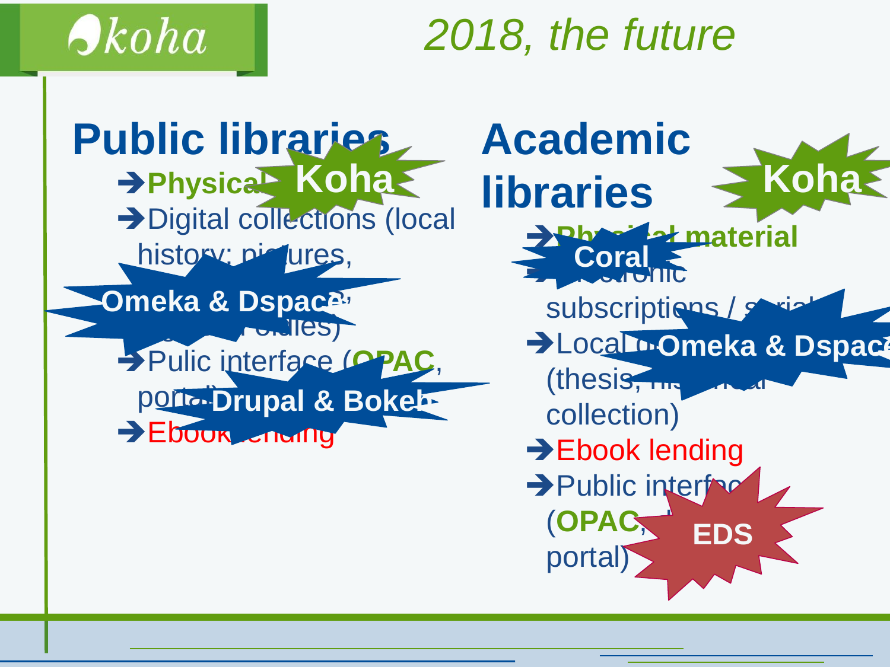# 2018, the future

## Public libraries

- ➔ **Physical** — **Koha**
- ➔ Digital collections (local history; pictures, ... studies) — **Omeka & Dspace**
- ➔ Pulic interface (**OPAC**, portal) — **Drupal & Bokeh**
- ➔ Ebook lending

## Academic libraries

**Koha**

- ➔ **Physical material**
- ➔ Electronic subscriptions / serials — **Coral**
- ➔ Local ... (thesis, historical collection) — **Omeka & Dspace**
- ➔ Ebook lending
- ➔ Public interface (**OPAC**, ... portal) — **EDS**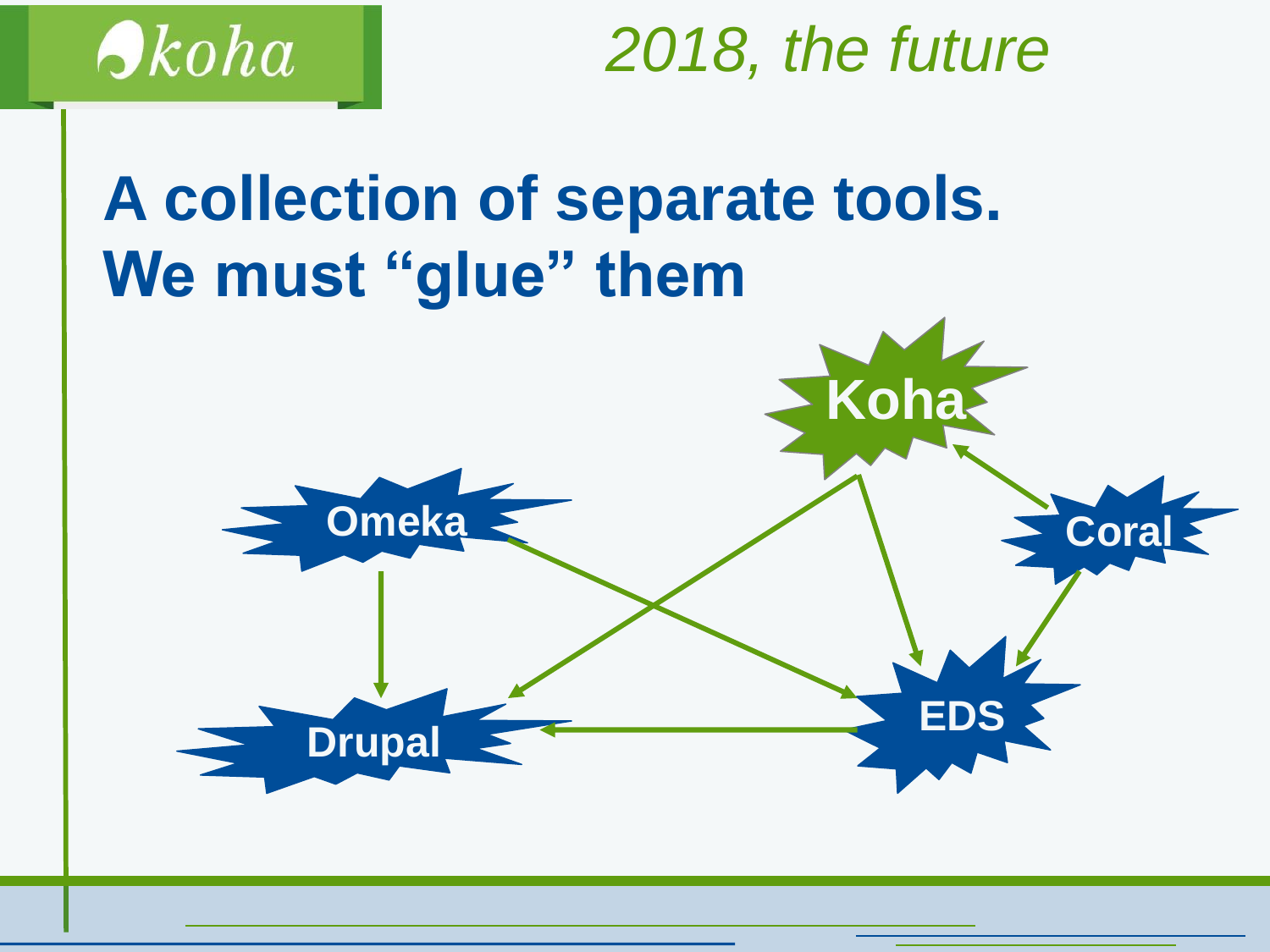*2018, the future*

# A collection of separate tools. We must “glue” them

Koha

Omeka

Coral

Drupal

EDS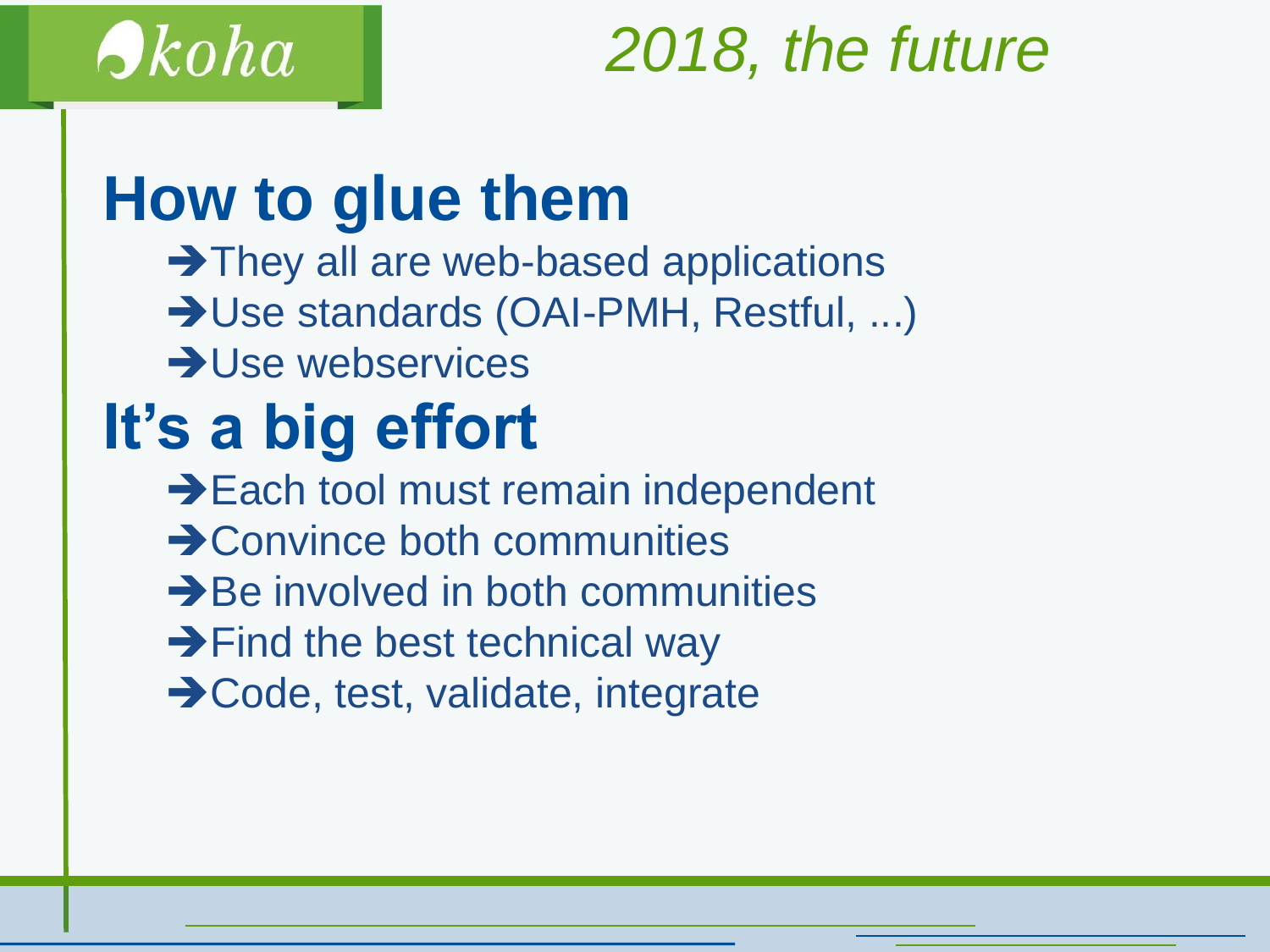# 2018, the future

## How to glue them

- ➔They all are web-based applications
- ➔Use standards (OAI-PMH, Restful, ...)
- ➔Use webservices

## It's a big effort

- ➔Each tool must remain independent
- ➔Convince both communities
- ➔Be involved in both communities
- ➔Find the best technical way
- ➔Code, test, validate, integrate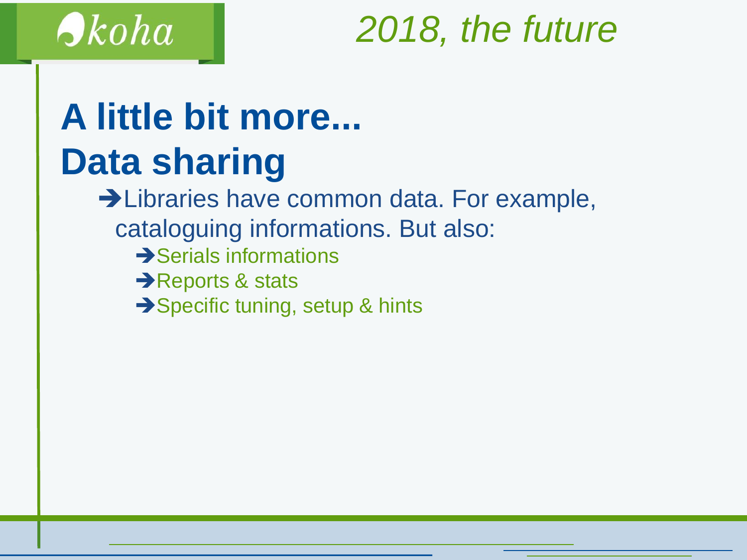*2018, the future*

# A little bit more... Data sharing

- Libraries have common data. For example, cataloguing informations. But also:
  - Serials informations
  - Reports & stats
  - Specific tuning, setup & hints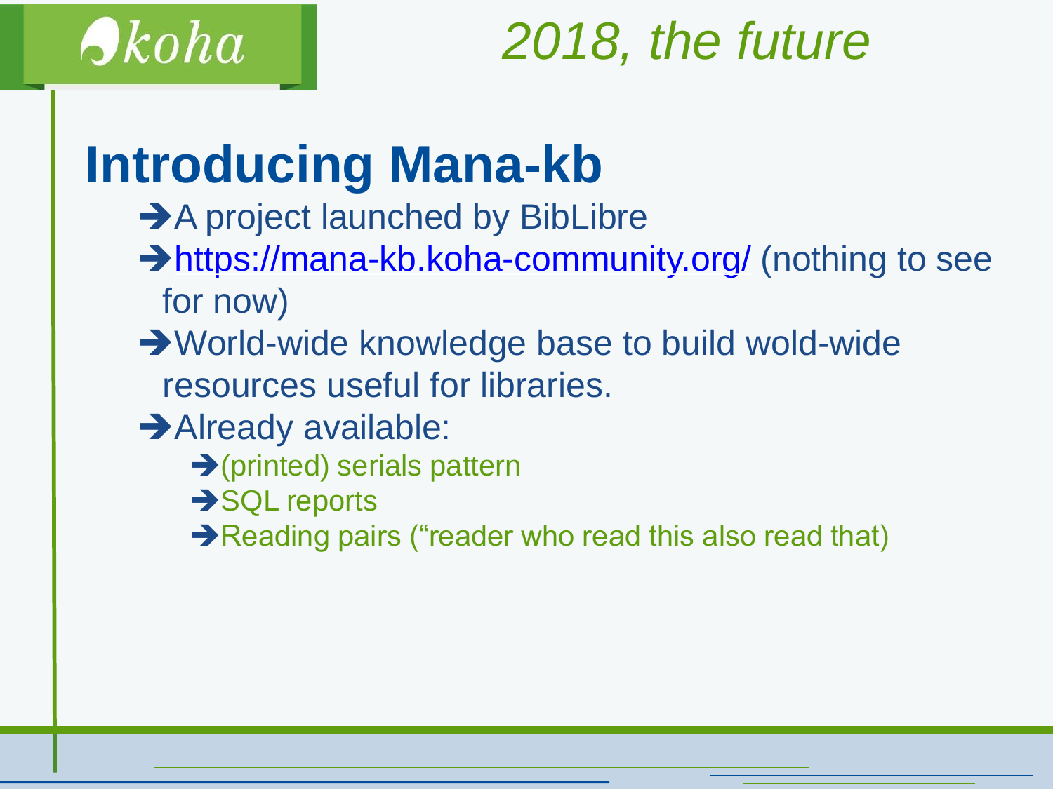koha

*2018, the future*

# Introducing Mana-kb

- A project launched by BibLibre
- https://mana-kb.koha-community.org/ (nothing to see for now)
- World-wide knowledge base to build wold-wide resources useful for libraries.
- Already available:
  - (printed) serials pattern
  - SQL reports
  - Reading pairs (“reader who read this also read that)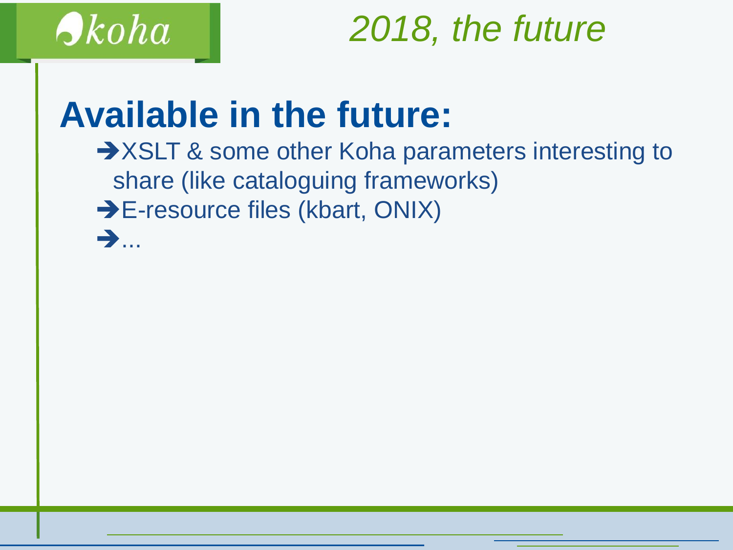*2018, the future*

# Available in the future:

- ➔XSLT & some other Koha parameters interesting to share (like cataloguing frameworks)
- ➔E-resource files (kbart, ONIX)
- ➔...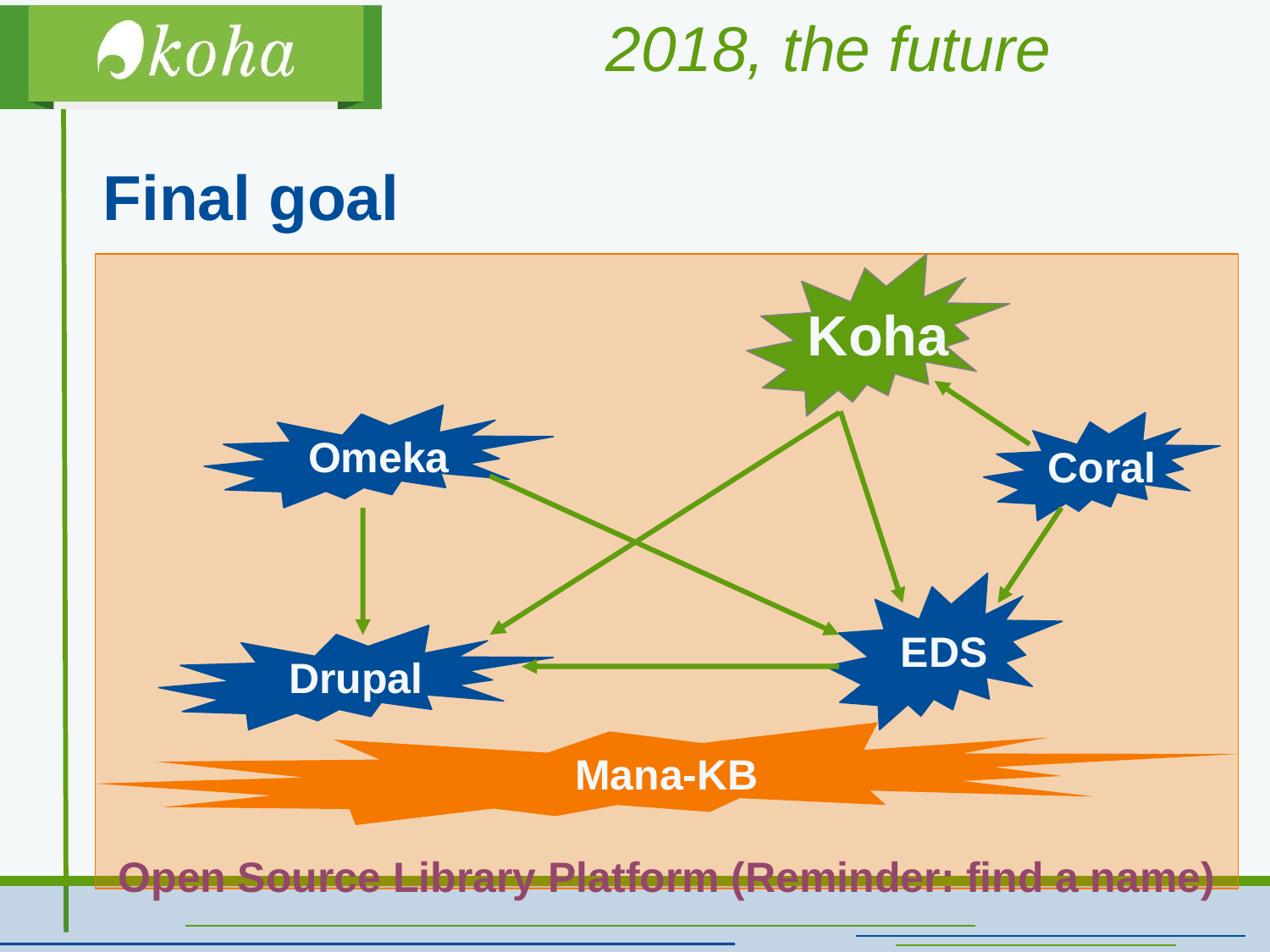*2018, the future*

# Final goal

Koha

Omeka

Coral

Drupal

EDS

Mana-KB

Open Source Library Platform (Reminder: find a name)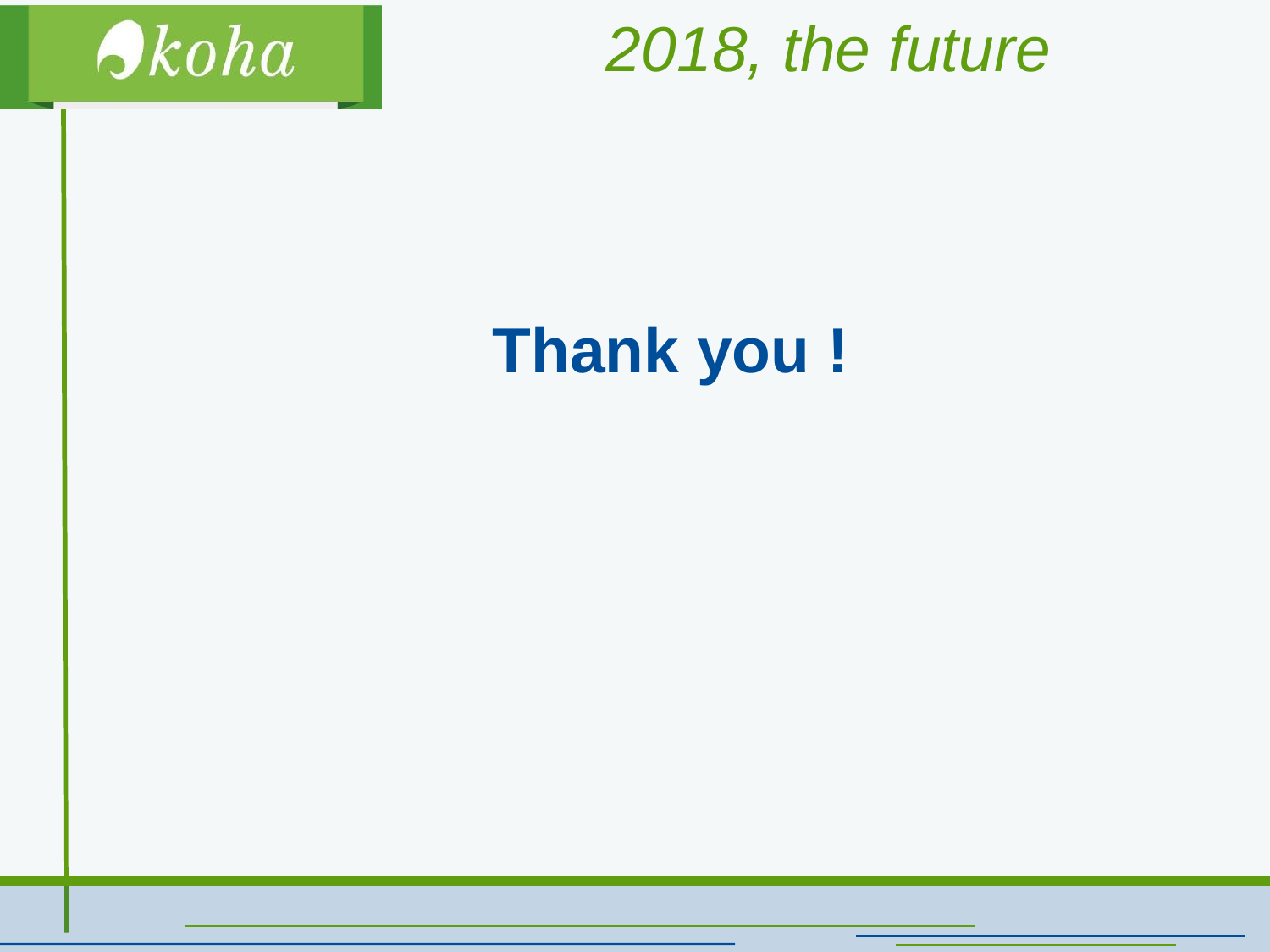**Thank you !**